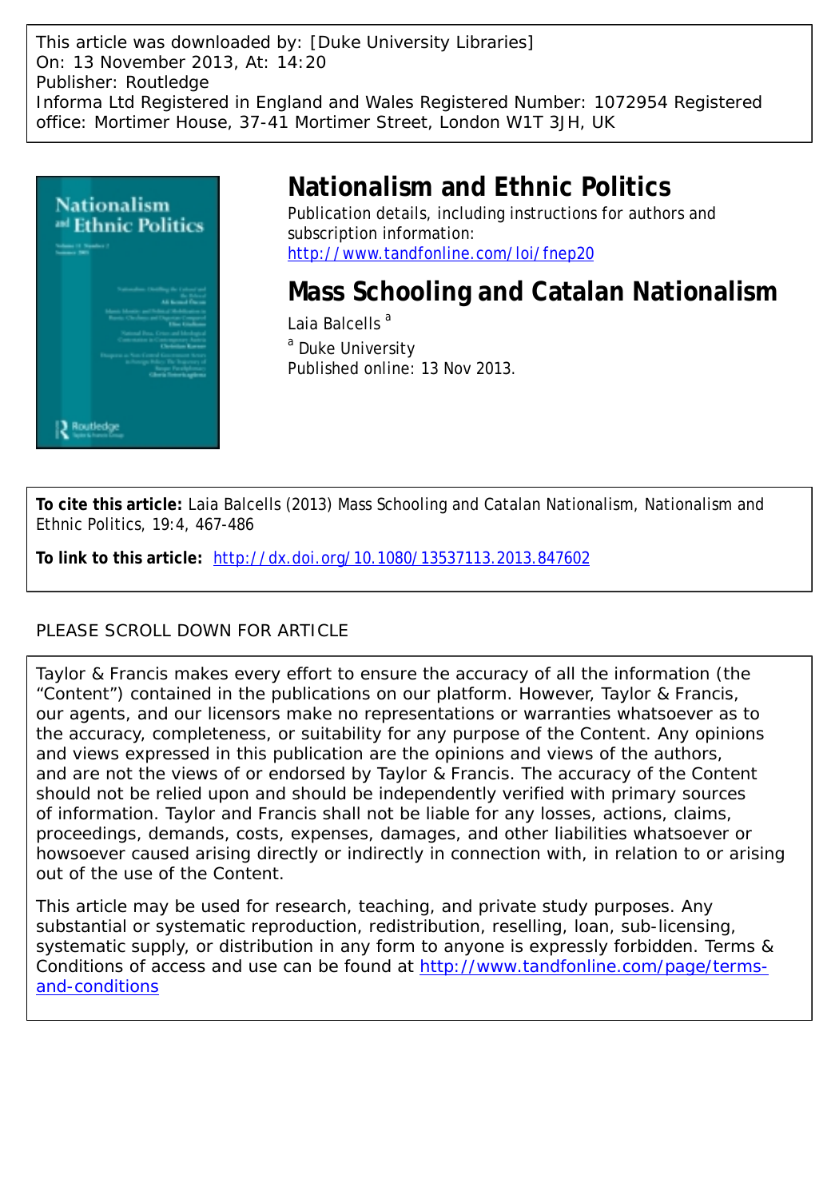This article was downloaded by: [Duke University Libraries]
On: 13 November 2013, At: 14:20
Publisher: Routledge
Informa Ltd Registered in England and Wales Registered Number: 1072954 Registered office: Mortimer House, 37-41 Mortimer Street, London W1T 3JH, UK

# Nationalism and Ethnic Politics

Publication details, including instructions for authors and subscription information:
http://www.tandfonline.com/loi/fnep20

# Mass Schooling and Catalan Nationalism

Laia Balcells [a]

[a] Duke University

Published online: 13 Nov 2013.

**To cite this article:** Laia Balcells (2013) Mass Schooling and Catalan Nationalism, Nationalism and Ethnic Politics, 19:4, 467-486

**To link to this article:** http://dx.doi.org/10.1080/13537113.2013.847602

PLEASE SCROLL DOWN FOR ARTICLE

Taylor & Francis makes every effort to ensure the accuracy of all the information (the "Content") contained in the publications on our platform. However, Taylor & Francis, our agents, and our licensors make no representations or warranties whatsoever as to the accuracy, completeness, or suitability for any purpose of the Content. Any opinions and views expressed in this publication are the opinions and views of the authors, and are not the views of or endorsed by Taylor & Francis. The accuracy of the Content should not be relied upon and should be independently verified with primary sources of information. Taylor and Francis shall not be liable for any losses, actions, claims, proceedings, demands, costs, expenses, damages, and other liabilities whatsoever or howsoever caused arising directly or indirectly in connection with, in relation to or arising out of the use of the Content.

This article may be used for research, teaching, and private study purposes. Any substantial or systematic reproduction, redistribution, reselling, loan, sub-licensing, systematic supply, or distribution in any form to anyone is expressly forbidden. Terms & Conditions of access and use can be found at http://www.tandfonline.com/page/terms-and-conditions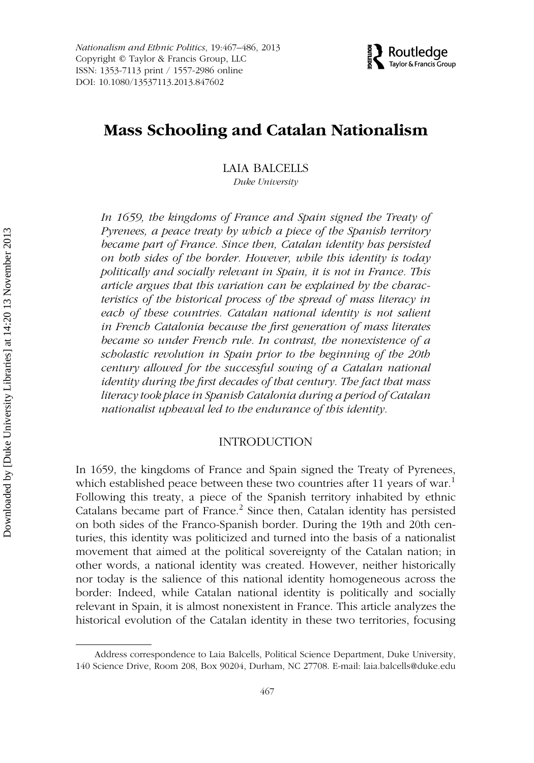# Mass Schooling and Catalan Nationalism

LAIA BALCELLS

*Duke University*

*In 1659, the kingdoms of France and Spain signed the Treaty of Pyrenees, a peace treaty by which a piece of the Spanish territory became part of France. Since then, Catalan identity has persisted on both sides of the border. However, while this identity is today politically and socially relevant in Spain, it is not in France. This article argues that this variation can be explained by the characteristics of the historical process of the spread of mass literacy in each of these countries. Catalan national identity is not salient in French Catalonia because the first generation of mass literates became so under French rule. In contrast, the nonexistence of a scholastic revolution in Spain prior to the beginning of the 20th century allowed for the successful sowing of a Catalan national identity during the first decades of that century. The fact that mass literacy took place in Spanish Catalonia during a period of Catalan nationalist upheaval led to the endurance of this identity.*

## INTRODUCTION

In 1659, the kingdoms of France and Spain signed the Treaty of Pyrenees, which established peace between these two countries after 11 years of war.[1] Following this treaty, a piece of the Spanish territory inhabited by ethnic Catalans became part of France.[2] Since then, Catalan identity has persisted on both sides of the Franco-Spanish border. During the 19th and 20th centuries, this identity was politicized and turned into the basis of a nationalist movement that aimed at the political sovereignty of the Catalan nation; in other words, a national identity was created. However, neither historically nor today is the salience of this national identity homogeneous across the border: Indeed, while Catalan national identity is politically and socially relevant in Spain, it is almost nonexistent in France. This article analyzes the historical evolution of the Catalan identity in these two territories, focusing

Address correspondence to Laia Balcells, Political Science Department, Duke University, 140 Science Drive, Room 208, Box 90204, Durham, NC 27708. E-mail: laia.balcells@duke.edu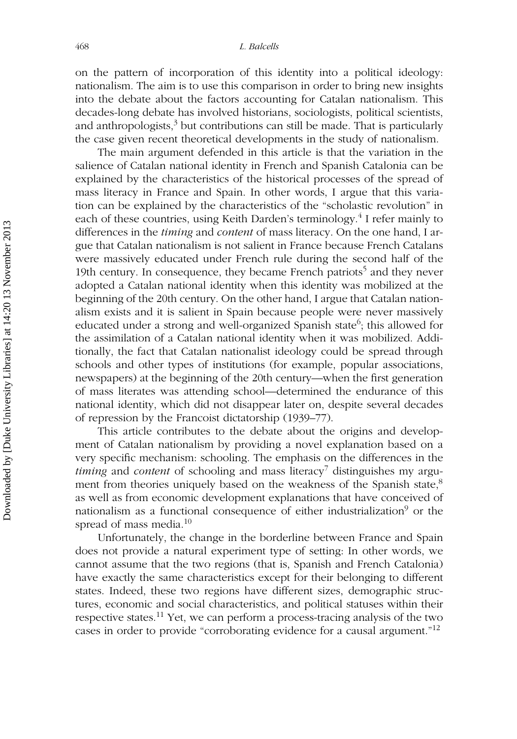on the pattern of incorporation of this identity into a political ideology: nationalism. The aim is to use this comparison in order to bring new insights into the debate about the factors accounting for Catalan nationalism. This decades-long debate has involved historians, sociologists, political scientists, and anthropologists,[3] but contributions can still be made. That is particularly the case given recent theoretical developments in the study of nationalism.

The main argument defended in this article is that the variation in the salience of Catalan national identity in French and Spanish Catalonia can be explained by the characteristics of the historical processes of the spread of mass literacy in France and Spain. In other words, I argue that this variation can be explained by the characteristics of the "scholastic revolution" in each of these countries, using Keith Darden's terminology.[4] I refer mainly to differences in the *timing* and *content* of mass literacy. On the one hand, I argue that Catalan nationalism is not salient in France because French Catalans were massively educated under French rule during the second half of the 19th century. In consequence, they became French patriots[5] and they never adopted a Catalan national identity when this identity was mobilized at the beginning of the 20th century. On the other hand, I argue that Catalan nationalism exists and it is salient in Spain because people were never massively educated under a strong and well-organized Spanish state[6]; this allowed for the assimilation of a Catalan national identity when it was mobilized. Additionally, the fact that Catalan nationalist ideology could be spread through schools and other types of institutions (for example, popular associations, newspapers) at the beginning of the 20th century—when the first generation of mass literates was attending school—determined the endurance of this national identity, which did not disappear later on, despite several decades of repression by the Francoist dictatorship (1939–77).

This article contributes to the debate about the origins and development of Catalan nationalism by providing a novel explanation based on a very specific mechanism: schooling. The emphasis on the differences in the *timing* and *content* of schooling and mass literacy[7] distinguishes my argument from theories uniquely based on the weakness of the Spanish state,[8] as well as from economic development explanations that have conceived of nationalism as a functional consequence of either industrialization[9] or the spread of mass media.[10]

Unfortunately, the change in the borderline between France and Spain does not provide a natural experiment type of setting: In other words, we cannot assume that the two regions (that is, Spanish and French Catalonia) have exactly the same characteristics except for their belonging to different states. Indeed, these two regions have different sizes, demographic structures, economic and social characteristics, and political statuses within their respective states.[11] Yet, we can perform a process-tracing analysis of the two cases in order to provide "corroborating evidence for a causal argument."[12]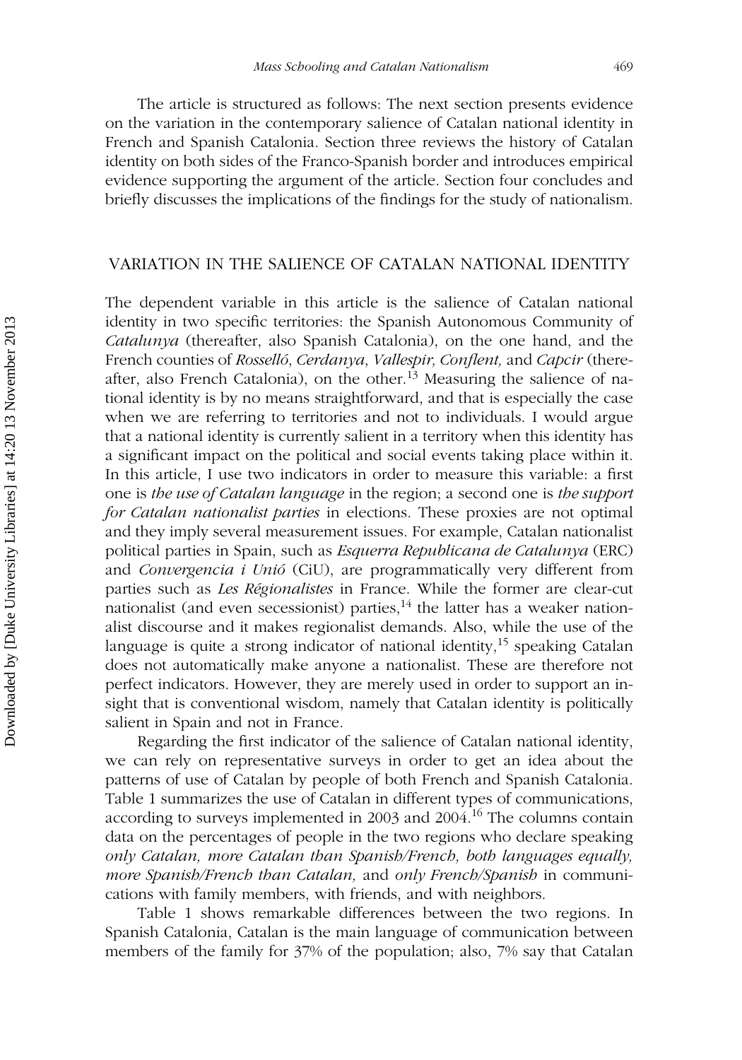The article is structured as follows: The next section presents evidence on the variation in the contemporary salience of Catalan national identity in French and Spanish Catalonia. Section three reviews the history of Catalan identity on both sides of the Franco-Spanish border and introduces empirical evidence supporting the argument of the article. Section four concludes and briefly discusses the implications of the findings for the study of nationalism.

## VARIATION IN THE SALIENCE OF CATALAN NATIONAL IDENTITY

The dependent variable in this article is the salience of Catalan national identity in two specific territories: the Spanish Autonomous Community of *Catalunya* (thereafter, also Spanish Catalonia), on the one hand, and the French counties of *Rosselló*, *Cerdanya*, *Vallespir, Conflent,* and *Capcir* (thereafter, also French Catalonia), on the other.[13] Measuring the salience of national identity is by no means straightforward, and that is especially the case when we are referring to territories and not to individuals. I would argue that a national identity is currently salient in a territory when this identity has a significant impact on the political and social events taking place within it. In this article, I use two indicators in order to measure this variable: a first one is *the use of Catalan language* in the region; a second one is *the support for Catalan nationalist parties* in elections. These proxies are not optimal and they imply several measurement issues. For example, Catalan nationalist political parties in Spain, such as *Esquerra Republicana de Catalunya* (ERC) and *Convergencia i Unió* (CiU), are programmatically very different from parties such as *Les Régionalistes* in France. While the former are clear-cut nationalist (and even secessionist) parties,[14] the latter has a weaker nationalist discourse and it makes regionalist demands. Also, while the use of the language is quite a strong indicator of national identity,[15] speaking Catalan does not automatically make anyone a nationalist. These are therefore not perfect indicators. However, they are merely used in order to support an insight that is conventional wisdom, namely that Catalan identity is politically salient in Spain and not in France.

Regarding the first indicator of the salience of Catalan national identity, we can rely on representative surveys in order to get an idea about the patterns of use of Catalan by people of both French and Spanish Catalonia. Table 1 summarizes the use of Catalan in different types of communications, according to surveys implemented in 2003 and 2004.[16] The columns contain data on the percentages of people in the two regions who declare speaking *only Catalan, more Catalan than Spanish/French, both languages equally, more Spanish/French than Catalan,* and *only French/Spanish* in communications with family members, with friends, and with neighbors.

Table 1 shows remarkable differences between the two regions. In Spanish Catalonia, Catalan is the main language of communication between members of the family for 37% of the population; also, 7% say that Catalan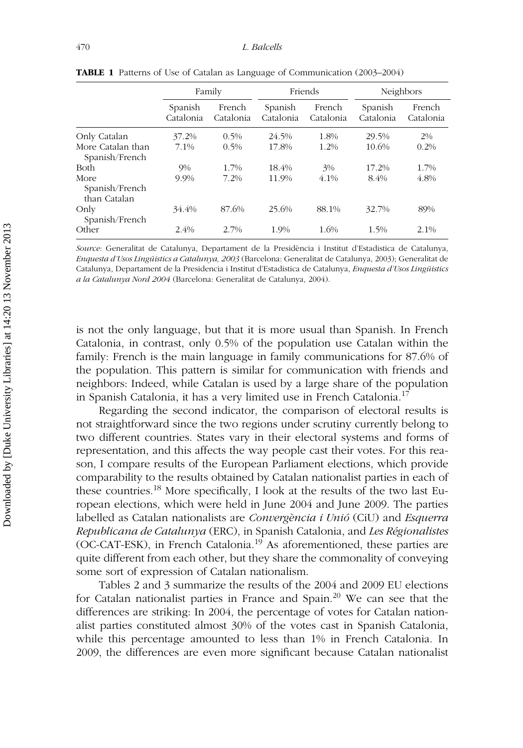**TABLE 1** Patterns of Use of Catalan as Language of Communication (2003–2004)

| | Family | | Friends | | Neighbors | |
|---|---|---|---|---|---|---|
| | Spanish Catalonia | French Catalonia | Spanish Catalonia | French Catalonia | Spanish Catalonia | French Catalonia |
| Only Catalan | 37.2% | 0.5% | 24.5% | 1.8% | 29.5% | 2% |
| More Catalan than Spanish/French | 7.1% | 0.5% | 17.8% | 1.2% | 10.6% | 0.2% |
| Both | 9% | 1.7% | 18.4% | 3% | 17.2% | 1.7% |
| More Spanish/French than Catalan | 9.9% | 7.2% | 11.9% | 4.1% | 8.4% | 4.8% |
| Only Spanish/French | 34.4% | 87.6% | 25.6% | 88.1% | 32.7% | 89% |
| Other | 2.4% | 2.7% | 1.9% | 1.6% | 1.5% | 2.1% |

*Source*: Generalitat de Catalunya, Departament de la Presidència i Institut d'Estadistica de Catalunya, *Enquesta d'Usos Lingüistics a Catalunya, 2003* (Barcelona: Generalitat de Catalunya, 2003); Generalitat de Catalunya, Departament de la Presidencia i Institut d'Estadistica de Catalunya, *Enquesta d'Usos Lingüistics a la Catalunya Nord 2004* (Barcelona: Generalitat de Catalunya, 2004).

is not the only language, but that it is more usual than Spanish. In French Catalonia, in contrast, only 0.5% of the population use Catalan within the family: French is the main language in family communications for 87.6% of the population. This pattern is similar for communication with friends and neighbors: Indeed, while Catalan is used by a large share of the population in Spanish Catalonia, it has a very limited use in French Catalonia.[17]

Regarding the second indicator, the comparison of electoral results is not straightforward since the two regions under scrutiny currently belong to two different countries. States vary in their electoral systems and forms of representation, and this affects the way people cast their votes. For this reason, I compare results of the European Parliament elections, which provide comparability to the results obtained by Catalan nationalist parties in each of these countries.[18] More specifically, I look at the results of the two last European elections, which were held in June 2004 and June 2009. The parties labelled as Catalan nationalists are *Convergència i Unió* (CiU) and *Esquerra Republicana de Catalunya* (ERC), in Spanish Catalonia, and *Les Régionalistes* (OC-CAT-ESK), in French Catalonia.[19] As aforementioned, these parties are quite different from each other, but they share the commonality of conveying some sort of expression of Catalan nationalism.

Tables 2 and 3 summarize the results of the 2004 and 2009 EU elections for Catalan nationalist parties in France and Spain.[20] We can see that the differences are striking: In 2004, the percentage of votes for Catalan nationalist parties constituted almost 30% of the votes cast in Spanish Catalonia, while this percentage amounted to less than 1% in French Catalonia. In 2009, the differences are even more significant because Catalan nationalist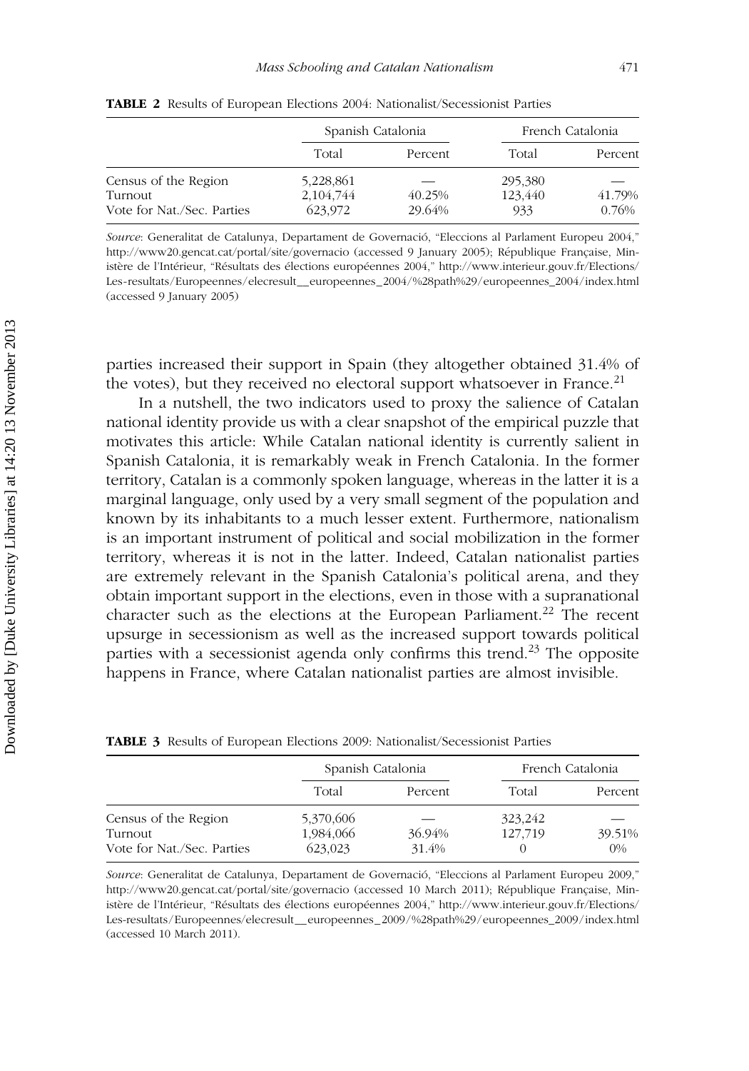**TABLE 2** Results of European Elections 2004: Nationalist/Secessionist Parties

| | Spanish Catalonia | | French Catalonia | |
|---|---|---|---|---|
| | Total | Percent | Total | Percent |
| Census of the Region | 5,228,861 | — | 295,380 | — |
| Turnout | 2,104,744 | 40.25% | 123,440 | 41.79% |
| Vote for Nat./Sec. Parties | 623,972 | 29.64% | 933 | 0.76% |

*Source*: Generalitat de Catalunya, Departament de Governació, "Eleccions al Parlament Europeu 2004," http://www20.gencat.cat/portal/site/governacio (accessed 9 January 2005); République Française, Ministère de l'Intérieur, "Résultats des élections européennes 2004," http://www.interieur.gouv.fr/Elections/Les-resultats/Europeennes/elecresult__europeennes_2004/%28path%29/europeennes_2004/index.html (accessed 9 January 2005)

parties increased their support in Spain (they altogether obtained 31.4% of the votes), but they received no electoral support whatsoever in France.[21]

In a nutshell, the two indicators used to proxy the salience of Catalan national identity provide us with a clear snapshot of the empirical puzzle that motivates this article: While Catalan national identity is currently salient in Spanish Catalonia, it is remarkably weak in French Catalonia. In the former territory, Catalan is a commonly spoken language, whereas in the latter it is a marginal language, only used by a very small segment of the population and known by its inhabitants to a much lesser extent. Furthermore, nationalism is an important instrument of political and social mobilization in the former territory, whereas it is not in the latter. Indeed, Catalan nationalist parties are extremely relevant in the Spanish Catalonia's political arena, and they obtain important support in the elections, even in those with a supranational character such as the elections at the European Parliament.[22] The recent upsurge in secessionism as well as the increased support towards political parties with a secessionist agenda only confirms this trend.[23] The opposite happens in France, where Catalan nationalist parties are almost invisible.

**TABLE 3** Results of European Elections 2009: Nationalist/Secessionist Parties

| | Spanish Catalonia | | French Catalonia | |
|---|---|---|---|---|
| | Total | Percent | Total | Percent |
| Census of the Region | 5,370,606 | — | 323,242 | — |
| Turnout | 1,984,066 | 36.94% | 127,719 | 39.51% |
| Vote for Nat./Sec. Parties | 623,023 | 31.4% | 0 | 0% |

*Source*: Generalitat de Catalunya, Departament de Governació, "Eleccions al Parlament Europeu 2009," http://www20.gencat.cat/portal/site/governacio (accessed 10 March 2011); République Française, Ministère de l'Intérieur, "Résultats des élections européennes 2004," http://www.interieur.gouv.fr/Elections/Les-resultats/Europeennes/elecresult__europeennes_2009/%28path%29/europeennes_2009/index.html (accessed 10 March 2011).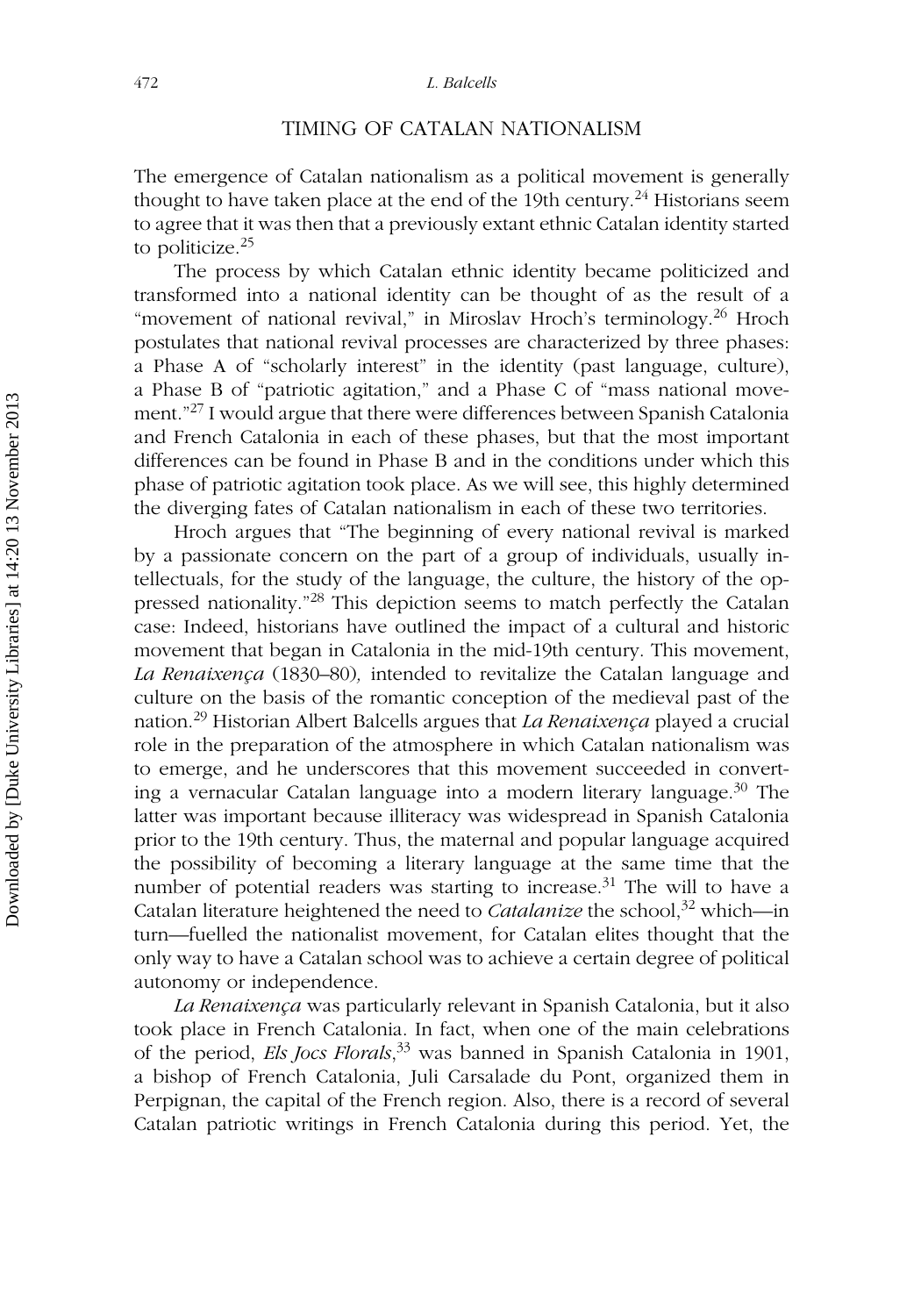## TIMING OF CATALAN NATIONALISM

The emergence of Catalan nationalism as a political movement is generally thought to have taken place at the end of the 19th century.[24] Historians seem to agree that it was then that a previously extant ethnic Catalan identity started to politicize.[25]

The process by which Catalan ethnic identity became politicized and transformed into a national identity can be thought of as the result of a "movement of national revival," in Miroslav Hroch's terminology.[26] Hroch postulates that national revival processes are characterized by three phases: a Phase A of "scholarly interest" in the identity (past language, culture), a Phase B of "patriotic agitation," and a Phase C of "mass national movement."[27] I would argue that there were differences between Spanish Catalonia and French Catalonia in each of these phases, but that the most important differences can be found in Phase B and in the conditions under which this phase of patriotic agitation took place. As we will see, this highly determined the diverging fates of Catalan nationalism in each of these two territories.

Hroch argues that "The beginning of every national revival is marked by a passionate concern on the part of a group of individuals, usually intellectuals, for the study of the language, the culture, the history of the oppressed nationality."[28] This depiction seems to match perfectly the Catalan case: Indeed, historians have outlined the impact of a cultural and historic movement that began in Catalonia in the mid-19th century. This movement, *La Renaixença* (1830–80), intended to revitalize the Catalan language and culture on the basis of the romantic conception of the medieval past of the nation.[29] Historian Albert Balcells argues that *La Renaixença* played a crucial role in the preparation of the atmosphere in which Catalan nationalism was to emerge, and he underscores that this movement succeeded in converting a vernacular Catalan language into a modern literary language.[30] The latter was important because illiteracy was widespread in Spanish Catalonia prior to the 19th century. Thus, the maternal and popular language acquired the possibility of becoming a literary language at the same time that the number of potential readers was starting to increase.[31] The will to have a Catalan literature heightened the need to *Catalanize* the school,[32] which—in turn—fuelled the nationalist movement, for Catalan elites thought that the only way to have a Catalan school was to achieve a certain degree of political autonomy or independence.

*La Renaixença* was particularly relevant in Spanish Catalonia, but it also took place in French Catalonia. In fact, when one of the main celebrations of the period, *Els Jocs Florals*,[33] was banned in Spanish Catalonia in 1901, a bishop of French Catalonia, Juli Carsalade du Pont, organized them in Perpignan, the capital of the French region. Also, there is a record of several Catalan patriotic writings in French Catalonia during this period. Yet, the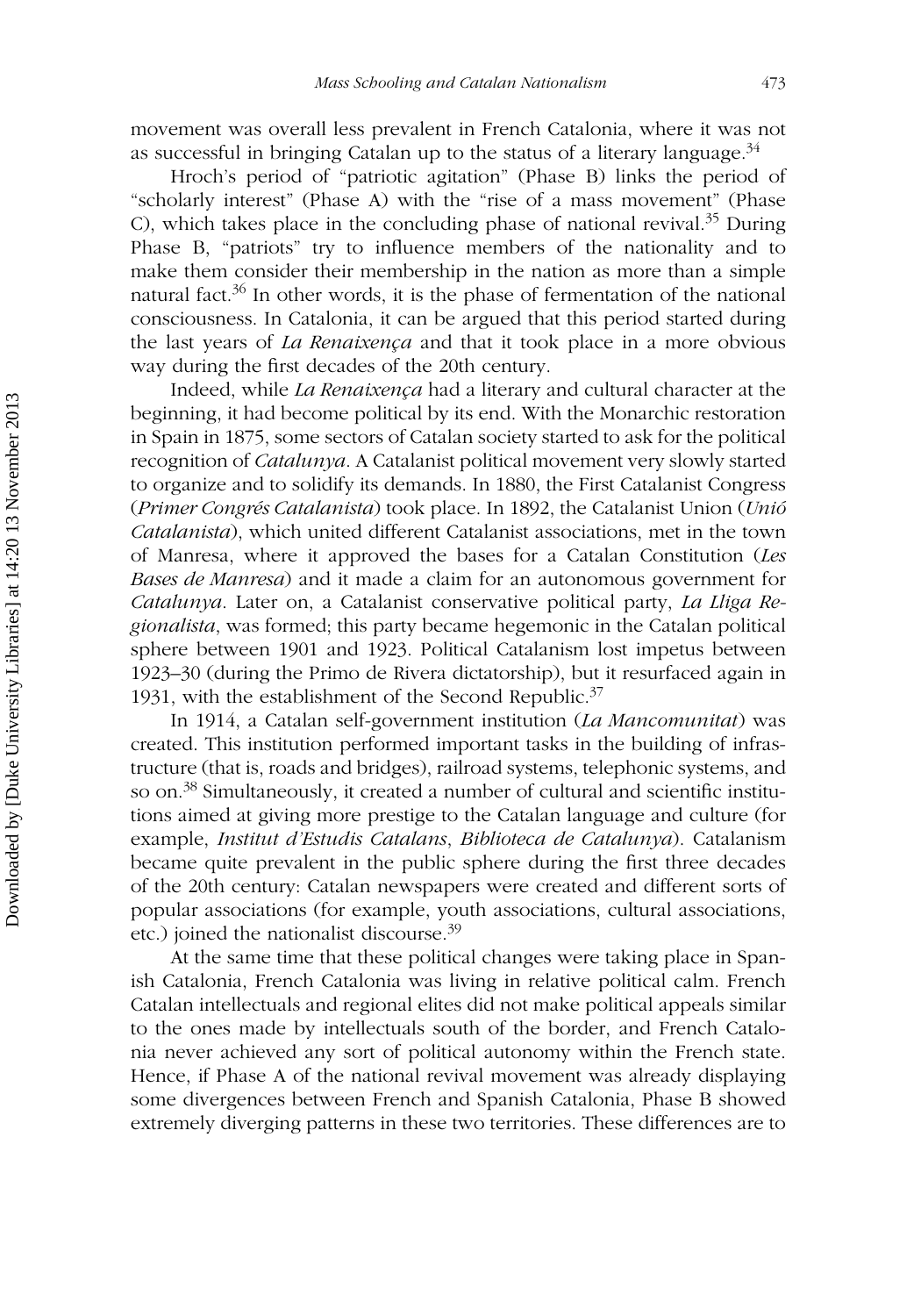movement was overall less prevalent in French Catalonia, where it was not as successful in bringing Catalan up to the status of a literary language.[34]

Hroch's period of "patriotic agitation" (Phase B) links the period of "scholarly interest" (Phase A) with the "rise of a mass movement" (Phase C), which takes place in the concluding phase of national revival.[35] During Phase B, "patriots" try to influence members of the nationality and to make them consider their membership in the nation as more than a simple natural fact.[36] In other words, it is the phase of fermentation of the national consciousness. In Catalonia, it can be argued that this period started during the last years of *La Renaixença* and that it took place in a more obvious way during the first decades of the 20th century.

Indeed, while *La Renaixença* had a literary and cultural character at the beginning, it had become political by its end. With the Monarchic restoration in Spain in 1875, some sectors of Catalan society started to ask for the political recognition of *Catalunya*. A Catalanist political movement very slowly started to organize and to solidify its demands. In 1880, the First Catalanist Congress (*Primer Congrés Catalanista*) took place. In 1892, the Catalanist Union (*Unió Catalanista*), which united different Catalanist associations, met in the town of Manresa, where it approved the bases for a Catalan Constitution (*Les Bases de Manresa*) and it made a claim for an autonomous government for *Catalunya*. Later on, a Catalanist conservative political party, *La Lliga Regionalista*, was formed; this party became hegemonic in the Catalan political sphere between 1901 and 1923. Political Catalanism lost impetus between 1923–30 (during the Primo de Rivera dictatorship), but it resurfaced again in 1931, with the establishment of the Second Republic.[37]

In 1914, a Catalan self-government institution (*La Mancomunitat*) was created. This institution performed important tasks in the building of infrastructure (that is, roads and bridges), railroad systems, telephonic systems, and so on.[38] Simultaneously, it created a number of cultural and scientific institutions aimed at giving more prestige to the Catalan language and culture (for example, *Institut d'Estudis Catalans*, *Biblioteca de Catalunya*). Catalanism became quite prevalent in the public sphere during the first three decades of the 20th century: Catalan newspapers were created and different sorts of popular associations (for example, youth associations, cultural associations, etc.) joined the nationalist discourse.[39]

At the same time that these political changes were taking place in Spanish Catalonia, French Catalonia was living in relative political calm. French Catalan intellectuals and regional elites did not make political appeals similar to the ones made by intellectuals south of the border, and French Catalonia never achieved any sort of political autonomy within the French state. Hence, if Phase A of the national revival movement was already displaying some divergences between French and Spanish Catalonia, Phase B showed extremely diverging patterns in these two territories. These differences are to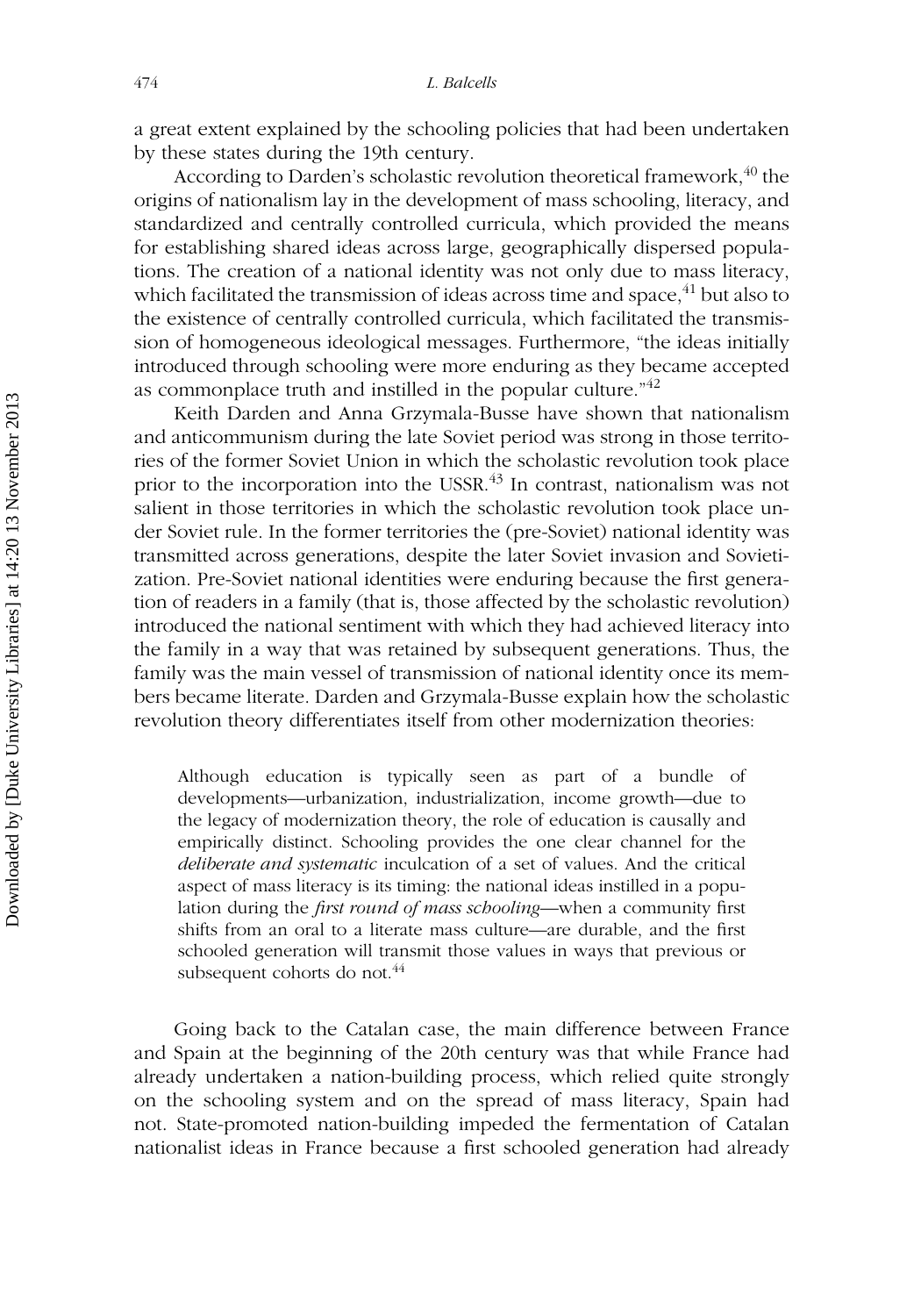a great extent explained by the schooling policies that had been undertaken by these states during the 19th century.

According to Darden's scholastic revolution theoretical framework,[40] the origins of nationalism lay in the development of mass schooling, literacy, and standardized and centrally controlled curricula, which provided the means for establishing shared ideas across large, geographically dispersed populations. The creation of a national identity was not only due to mass literacy, which facilitated the transmission of ideas across time and space,[41] but also to the existence of centrally controlled curricula, which facilitated the transmission of homogeneous ideological messages. Furthermore, "the ideas initially introduced through schooling were more enduring as they became accepted as commonplace truth and instilled in the popular culture."[42]

Keith Darden and Anna Grzymala-Busse have shown that nationalism and anticommunism during the late Soviet period was strong in those territories of the former Soviet Union in which the scholastic revolution took place prior to the incorporation into the USSR.[43] In contrast, nationalism was not salient in those territories in which the scholastic revolution took place under Soviet rule. In the former territories the (pre-Soviet) national identity was transmitted across generations, despite the later Soviet invasion and Sovietization. Pre-Soviet national identities were enduring because the first generation of readers in a family (that is, those affected by the scholastic revolution) introduced the national sentiment with which they had achieved literacy into the family in a way that was retained by subsequent generations. Thus, the family was the main vessel of transmission of national identity once its members became literate. Darden and Grzymala-Busse explain how the scholastic revolution theory differentiates itself from other modernization theories:

> Although education is typically seen as part of a bundle of developments—urbanization, industrialization, income growth—due to the legacy of modernization theory, the role of education is causally and empirically distinct. Schooling provides the one clear channel for the *deliberate and systematic* inculcation of a set of values. And the critical aspect of mass literacy is its timing: the national ideas instilled in a population during the *first round of mass schooling*—when a community first shifts from an oral to a literate mass culture—are durable, and the first schooled generation will transmit those values in ways that previous or subsequent cohorts do not.[44]

Going back to the Catalan case, the main difference between France and Spain at the beginning of the 20th century was that while France had already undertaken a nation-building process, which relied quite strongly on the schooling system and on the spread of mass literacy, Spain had not. State-promoted nation-building impeded the fermentation of Catalan nationalist ideas in France because a first schooled generation had already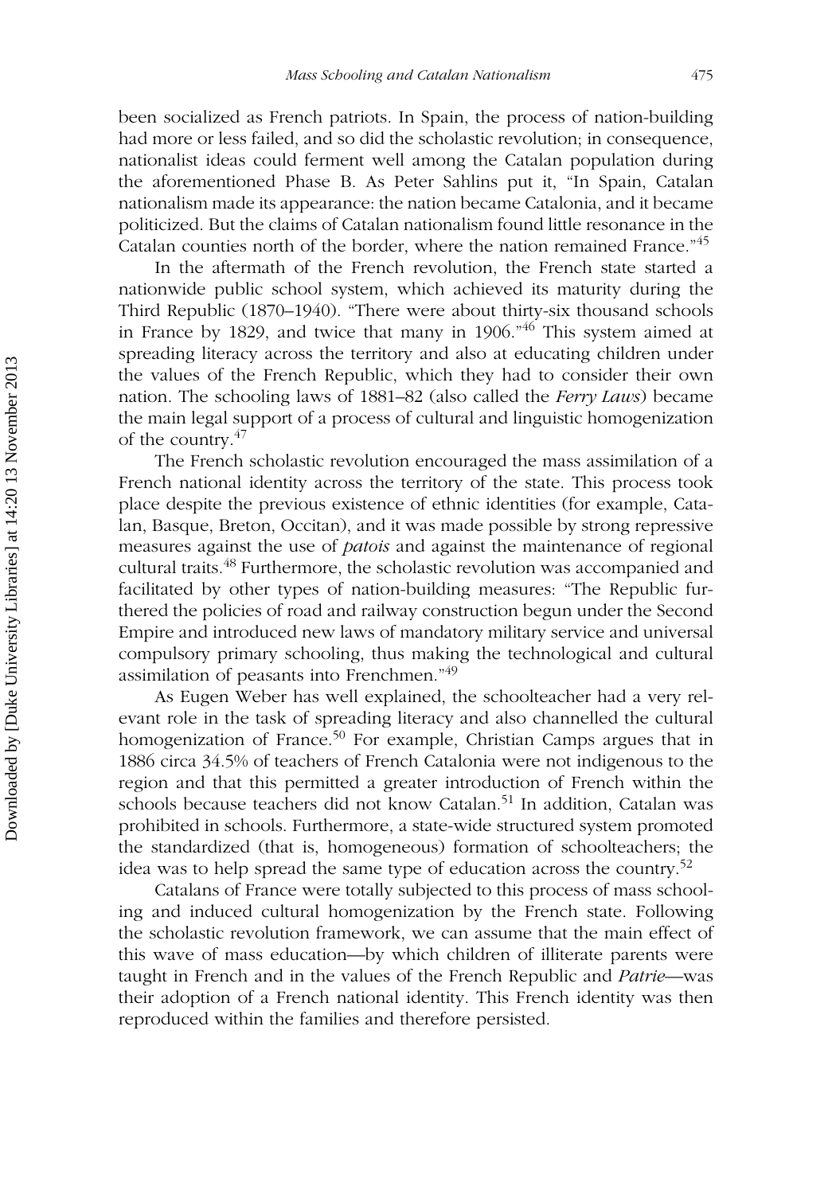been socialized as French patriots. In Spain, the process of nation-building had more or less failed, and so did the scholastic revolution; in consequence, nationalist ideas could ferment well among the Catalan population during the aforementioned Phase B. As Peter Sahlins put it, "In Spain, Catalan nationalism made its appearance: the nation became Catalonia, and it became politicized. But the claims of Catalan nationalism found little resonance in the Catalan counties north of the border, where the nation remained France."[45]

In the aftermath of the French revolution, the French state started a nationwide public school system, which achieved its maturity during the Third Republic (1870–1940). "There were about thirty-six thousand schools in France by 1829, and twice that many in 1906."[46] This system aimed at spreading literacy across the territory and also at educating children under the values of the French Republic, which they had to consider their own nation. The schooling laws of 1881–82 (also called the *Ferry Laws*) became the main legal support of a process of cultural and linguistic homogenization of the country.[47]

The French scholastic revolution encouraged the mass assimilation of a French national identity across the territory of the state. This process took place despite the previous existence of ethnic identities (for example, Catalan, Basque, Breton, Occitan), and it was made possible by strong repressive measures against the use of *patois* and against the maintenance of regional cultural traits.[48] Furthermore, the scholastic revolution was accompanied and facilitated by other types of nation-building measures: "The Republic furthered the policies of road and railway construction begun under the Second Empire and introduced new laws of mandatory military service and universal compulsory primary schooling, thus making the technological and cultural assimilation of peasants into Frenchmen."[49]

As Eugen Weber has well explained, the schoolteacher had a very relevant role in the task of spreading literacy and also channelled the cultural homogenization of France.[50] For example, Christian Camps argues that in 1886 circa 34.5% of teachers of French Catalonia were not indigenous to the region and that this permitted a greater introduction of French within the schools because teachers did not know Catalan.[51] In addition, Catalan was prohibited in schools. Furthermore, a state-wide structured system promoted the standardized (that is, homogeneous) formation of schoolteachers; the idea was to help spread the same type of education across the country.[52]

Catalans of France were totally subjected to this process of mass schooling and induced cultural homogenization by the French state. Following the scholastic revolution framework, we can assume that the main effect of this wave of mass education—by which children of illiterate parents were taught in French and in the values of the French Republic and *Patrie*—was their adoption of a French national identity. This French identity was then reproduced within the families and therefore persisted.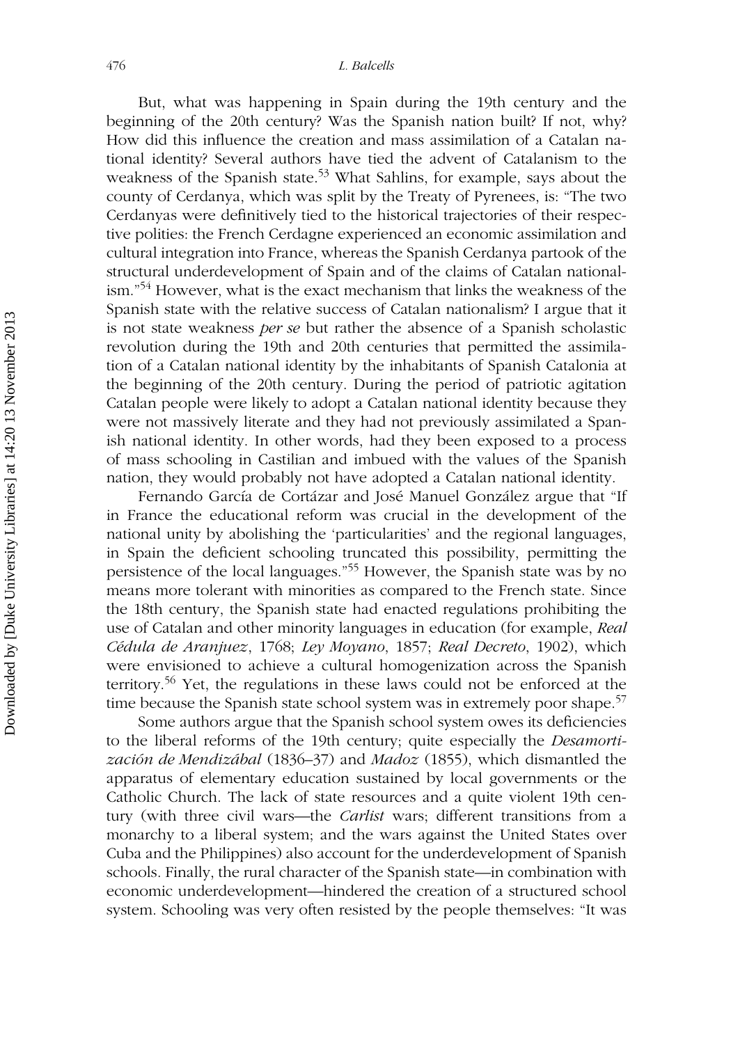But, what was happening in Spain during the 19th century and the beginning of the 20th century? Was the Spanish nation built? If not, why? How did this influence the creation and mass assimilation of a Catalan national identity? Several authors have tied the advent of Catalanism to the weakness of the Spanish state.[53] What Sahlins, for example, says about the county of Cerdanya, which was split by the Treaty of Pyrenees, is: "The two Cerdanyas were definitively tied to the historical trajectories of their respective polities: the French Cerdagne experienced an economic assimilation and cultural integration into France, whereas the Spanish Cerdanya partook of the structural underdevelopment of Spain and of the claims of Catalan nationalism."[54] However, what is the exact mechanism that links the weakness of the Spanish state with the relative success of Catalan nationalism? I argue that it is not state weakness *per se* but rather the absence of a Spanish scholastic revolution during the 19th and 20th centuries that permitted the assimilation of a Catalan national identity by the inhabitants of Spanish Catalonia at the beginning of the 20th century. During the period of patriotic agitation Catalan people were likely to adopt a Catalan national identity because they were not massively literate and they had not previously assimilated a Spanish national identity. In other words, had they been exposed to a process of mass schooling in Castilian and imbued with the values of the Spanish nation, they would probably not have adopted a Catalan national identity.

Fernando García de Cortázar and José Manuel González argue that "If in France the educational reform was crucial in the development of the national unity by abolishing the 'particularities' and the regional languages, in Spain the deficient schooling truncated this possibility, permitting the persistence of the local languages."[55] However, the Spanish state was by no means more tolerant with minorities as compared to the French state. Since the 18th century, the Spanish state had enacted regulations prohibiting the use of Catalan and other minority languages in education (for example, *Real Cédula de Aranjuez*, 1768; *Ley Moyano*, 1857; *Real Decreto*, 1902), which were envisioned to achieve a cultural homogenization across the Spanish territory.[56] Yet, the regulations in these laws could not be enforced at the time because the Spanish state school system was in extremely poor shape.[57]

Some authors argue that the Spanish school system owes its deficiencies to the liberal reforms of the 19th century; quite especially the *Desamortización de Mendizábal* (1836–37) and *Madoz* (1855), which dismantled the apparatus of elementary education sustained by local governments or the Catholic Church. The lack of state resources and a quite violent 19th century (with three civil wars—the *Carlist* wars; different transitions from a monarchy to a liberal system; and the wars against the United States over Cuba and the Philippines) also account for the underdevelopment of Spanish schools. Finally, the rural character of the Spanish state—in combination with economic underdevelopment—hindered the creation of a structured school system. Schooling was very often resisted by the people themselves: "It was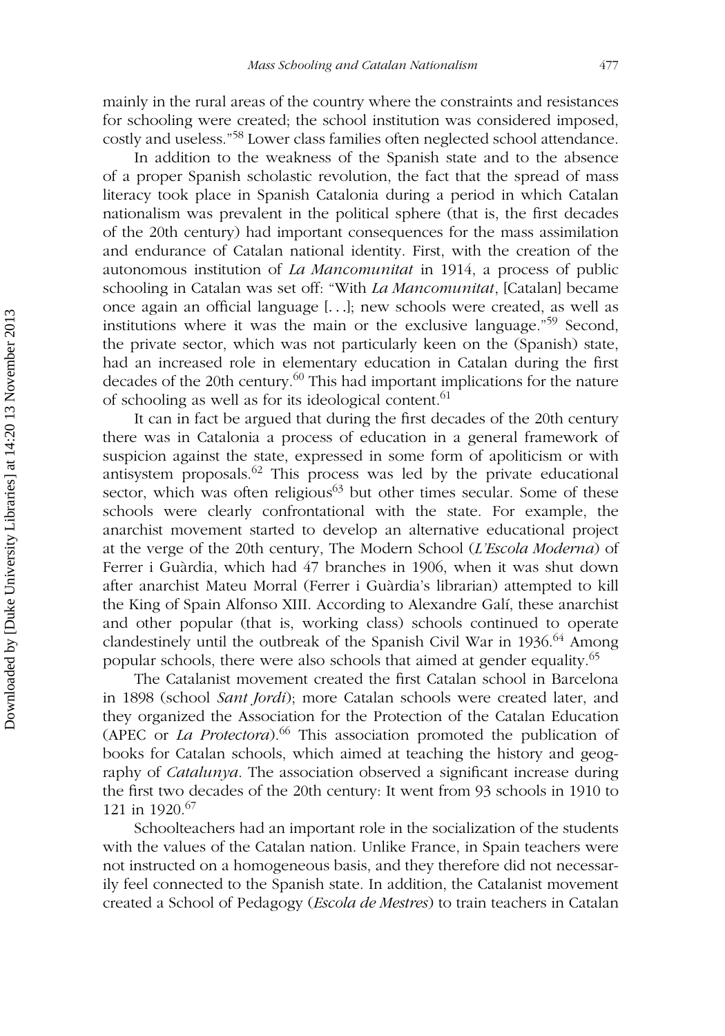mainly in the rural areas of the country where the constraints and resistances for schooling were created; the school institution was considered imposed, costly and useless."[58] Lower class families often neglected school attendance.

In addition to the weakness of the Spanish state and to the absence of a proper Spanish scholastic revolution, the fact that the spread of mass literacy took place in Spanish Catalonia during a period in which Catalan nationalism was prevalent in the political sphere (that is, the first decades of the 20th century) had important consequences for the mass assimilation and endurance of Catalan national identity. First, with the creation of the autonomous institution of *La Mancomunitat* in 1914, a process of public schooling in Catalan was set off: "With *La Mancomunitat*, [Catalan] became once again an official language [...]; new schools were created, as well as institutions where it was the main or the exclusive language."[59] Second, the private sector, which was not particularly keen on the (Spanish) state, had an increased role in elementary education in Catalan during the first decades of the 20th century.[60] This had important implications for the nature of schooling as well as for its ideological content.[61]

It can in fact be argued that during the first decades of the 20th century there was in Catalonia a process of education in a general framework of suspicion against the state, expressed in some form of apoliticism or with antisystem proposals.[62] This process was led by the private educational sector, which was often religious[63] but other times secular. Some of these schools were clearly confrontational with the state. For example, the anarchist movement started to develop an alternative educational project at the verge of the 20th century, The Modern School (*L'Escola Moderna*) of Ferrer i Guàrdia, which had 47 branches in 1906, when it was shut down after anarchist Mateu Morral (Ferrer i Guàrdia's librarian) attempted to kill the King of Spain Alfonso XIII. According to Alexandre Galí, these anarchist and other popular (that is, working class) schools continued to operate clandestinely until the outbreak of the Spanish Civil War in 1936.[64] Among popular schools, there were also schools that aimed at gender equality.[65]

The Catalanist movement created the first Catalan school in Barcelona in 1898 (school *Sant Jordi*); more Catalan schools were created later, and they organized the Association for the Protection of the Catalan Education (APEC or *La Protectora*).[66] This association promoted the publication of books for Catalan schools, which aimed at teaching the history and geography of *Catalunya*. The association observed a significant increase during the first two decades of the 20th century: It went from 93 schools in 1910 to 121 in 1920.[67]

Schoolteachers had an important role in the socialization of the students with the values of the Catalan nation. Unlike France, in Spain teachers were not instructed on a homogeneous basis, and they therefore did not necessarily feel connected to the Spanish state. In addition, the Catalanist movement created a School of Pedagogy (*Escola de Mestres*) to train teachers in Catalan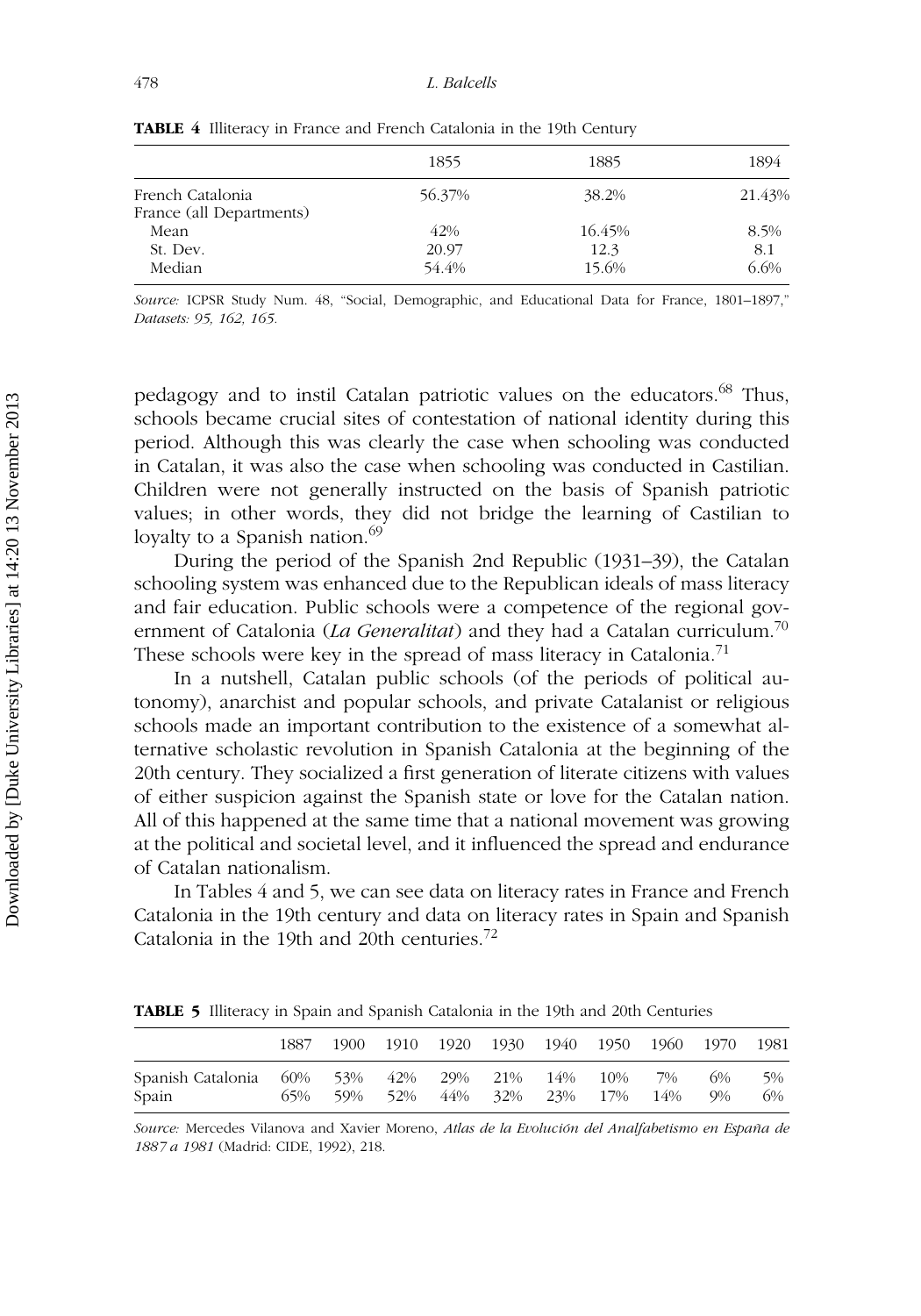**TABLE 4** Illiteracy in France and French Catalonia in the 19th Century

| | 1855 | 1885 | 1894 |
|---|---|---|---|
| French Catalonia | 56.37% | 38.2% | 21.43% |
| France (all Departments) | | | |
| Mean | 42% | 16.45% | 8.5% |
| St. Dev. | 20.97 | 12.3 | 8.1 |
| Median | 54.4% | 15.6% | 6.6% |

*Source:* ICPSR Study Num. 48, "Social, Demographic, and Educational Data for France, 1801–1897," *Datasets: 95, 162, 165.*

pedagogy and to instil Catalan patriotic values on the educators.[68] Thus, schools became crucial sites of contestation of national identity during this period. Although this was clearly the case when schooling was conducted in Catalan, it was also the case when schooling was conducted in Castilian. Children were not generally instructed on the basis of Spanish patriotic values; in other words, they did not bridge the learning of Castilian to loyalty to a Spanish nation.[69]

During the period of the Spanish 2nd Republic (1931–39), the Catalan schooling system was enhanced due to the Republican ideals of mass literacy and fair education. Public schools were a competence of the regional government of Catalonia (*La Generalitat*) and they had a Catalan curriculum.[70] These schools were key in the spread of mass literacy in Catalonia.[71]

In a nutshell, Catalan public schools (of the periods of political autonomy), anarchist and popular schools, and private Catalanist or religious schools made an important contribution to the existence of a somewhat alternative scholastic revolution in Spanish Catalonia at the beginning of the 20th century. They socialized a first generation of literate citizens with values of either suspicion against the Spanish state or love for the Catalan nation. All of this happened at the same time that a national movement was growing at the political and societal level, and it influenced the spread and endurance of Catalan nationalism.

In Tables 4 and 5, we can see data on literacy rates in France and French Catalonia in the 19th century and data on literacy rates in Spain and Spanish Catalonia in the 19th and 20th centuries.[72]

**TABLE 5** Illiteracy in Spain and Spanish Catalonia in the 19th and 20th Centuries

| | 1887 | 1900 | 1910 | 1920 | 1930 | 1940 | 1950 | 1960 | 1970 | 1981 |
|---|---|---|---|---|---|---|---|---|---|---|
| Spanish Catalonia | 60% | 53% | 42% | 29% | 21% | 14% | 10% | 7% | 6% | 5% |
| Spain | 65% | 59% | 52% | 44% | 32% | 23% | 17% | 14% | 9% | 6% |

*Source:* Mercedes Vilanova and Xavier Moreno, *Atlas de la Evolución del Analfabetismo en España de 1887 a 1981* (Madrid: CIDE, 1992), 218.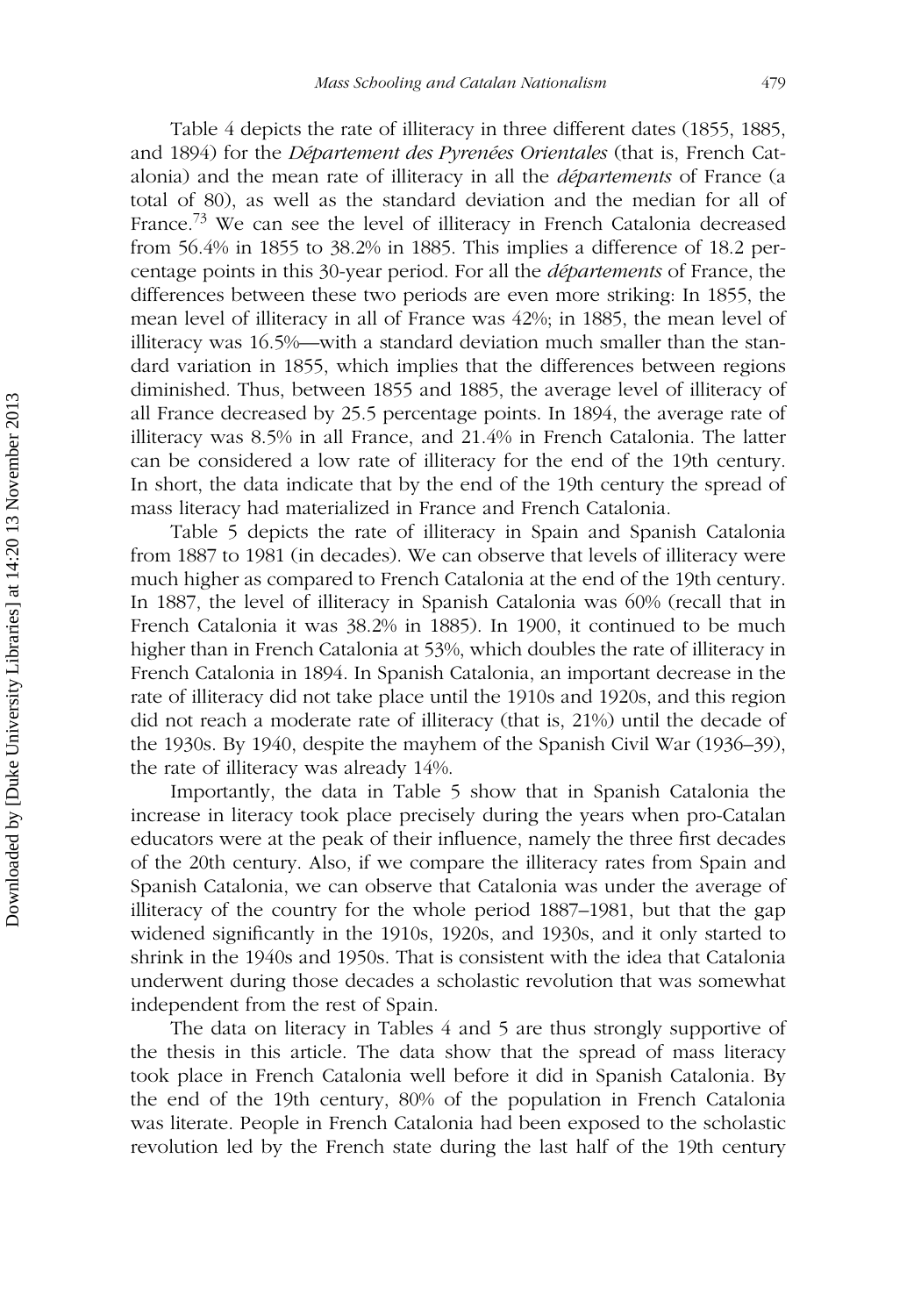Table 4 depicts the rate of illiteracy in three different dates (1855, 1885, and 1894) for the *Département des Pyrenées Orientales* (that is, French Catalonia) and the mean rate of illiteracy in all the *départements* of France (a total of 80), as well as the standard deviation and the median for all of France.[73] We can see the level of illiteracy in French Catalonia decreased from 56.4% in 1855 to 38.2% in 1885. This implies a difference of 18.2 percentage points in this 30-year period. For all the *départements* of France, the differences between these two periods are even more striking: In 1855, the mean level of illiteracy in all of France was 42%; in 1885, the mean level of illiteracy was 16.5%—with a standard deviation much smaller than the standard variation in 1855, which implies that the differences between regions diminished. Thus, between 1855 and 1885, the average level of illiteracy of all France decreased by 25.5 percentage points. In 1894, the average rate of illiteracy was 8.5% in all France, and 21.4% in French Catalonia. The latter can be considered a low rate of illiteracy for the end of the 19th century. In short, the data indicate that by the end of the 19th century the spread of mass literacy had materialized in France and French Catalonia.

Table 5 depicts the rate of illiteracy in Spain and Spanish Catalonia from 1887 to 1981 (in decades). We can observe that levels of illiteracy were much higher as compared to French Catalonia at the end of the 19th century. In 1887, the level of illiteracy in Spanish Catalonia was 60% (recall that in French Catalonia it was 38.2% in 1885). In 1900, it continued to be much higher than in French Catalonia at 53%, which doubles the rate of illiteracy in French Catalonia in 1894. In Spanish Catalonia, an important decrease in the rate of illiteracy did not take place until the 1910s and 1920s, and this region did not reach a moderate rate of illiteracy (that is, 21%) until the decade of the 1930s. By 1940, despite the mayhem of the Spanish Civil War (1936–39), the rate of illiteracy was already 14%.

Importantly, the data in Table 5 show that in Spanish Catalonia the increase in literacy took place precisely during the years when pro-Catalan educators were at the peak of their influence, namely the three first decades of the 20th century. Also, if we compare the illiteracy rates from Spain and Spanish Catalonia, we can observe that Catalonia was under the average of illiteracy of the country for the whole period 1887–1981, but that the gap widened significantly in the 1910s, 1920s, and 1930s, and it only started to shrink in the 1940s and 1950s. That is consistent with the idea that Catalonia underwent during those decades a scholastic revolution that was somewhat independent from the rest of Spain.

The data on literacy in Tables 4 and 5 are thus strongly supportive of the thesis in this article. The data show that the spread of mass literacy took place in French Catalonia well before it did in Spanish Catalonia. By the end of the 19th century, 80% of the population in French Catalonia was literate. People in French Catalonia had been exposed to the scholastic revolution led by the French state during the last half of the 19th century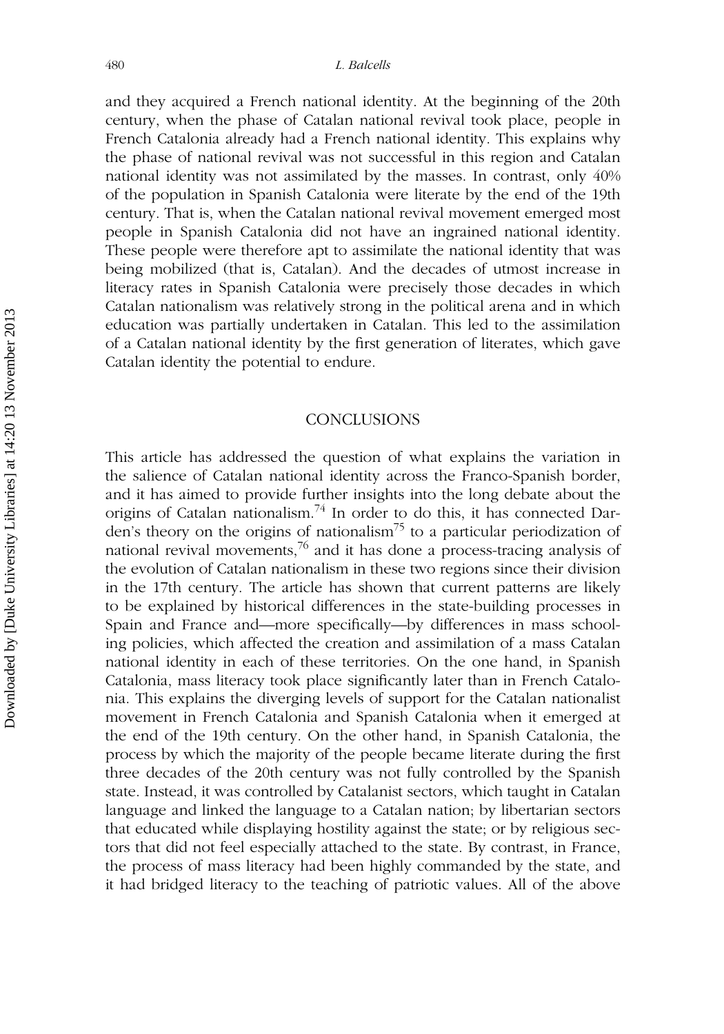and they acquired a French national identity. At the beginning of the 20th century, when the phase of Catalan national revival took place, people in French Catalonia already had a French national identity. This explains why the phase of national revival was not successful in this region and Catalan national identity was not assimilated by the masses. In contrast, only 40% of the population in Spanish Catalonia were literate by the end of the 19th century. That is, when the Catalan national revival movement emerged most people in Spanish Catalonia did not have an ingrained national identity. These people were therefore apt to assimilate the national identity that was being mobilized (that is, Catalan). And the decades of utmost increase in literacy rates in Spanish Catalonia were precisely those decades in which Catalan nationalism was relatively strong in the political arena and in which education was partially undertaken in Catalan. This led to the assimilation of a Catalan national identity by the first generation of literates, which gave Catalan identity the potential to endure.

## CONCLUSIONS

This article has addressed the question of what explains the variation in the salience of Catalan national identity across the Franco-Spanish border, and it has aimed to provide further insights into the long debate about the origins of Catalan nationalism.[74] In order to do this, it has connected Darden's theory on the origins of nationalism[75] to a particular periodization of national revival movements,[76] and it has done a process-tracing analysis of the evolution of Catalan nationalism in these two regions since their division in the 17th century. The article has shown that current patterns are likely to be explained by historical differences in the state-building processes in Spain and France and—more specifically—by differences in mass schooling policies, which affected the creation and assimilation of a mass Catalan national identity in each of these territories. On the one hand, in Spanish Catalonia, mass literacy took place significantly later than in French Catalonia. This explains the diverging levels of support for the Catalan nationalist movement in French Catalonia and Spanish Catalonia when it emerged at the end of the 19th century. On the other hand, in Spanish Catalonia, the process by which the majority of the people became literate during the first three decades of the 20th century was not fully controlled by the Spanish state. Instead, it was controlled by Catalanist sectors, which taught in Catalan language and linked the language to a Catalan nation; by libertarian sectors that educated while displaying hostility against the state; or by religious sectors that did not feel especially attached to the state. By contrast, in France, the process of mass literacy had been highly commanded by the state, and it had bridged literacy to the teaching of patriotic values. All of the above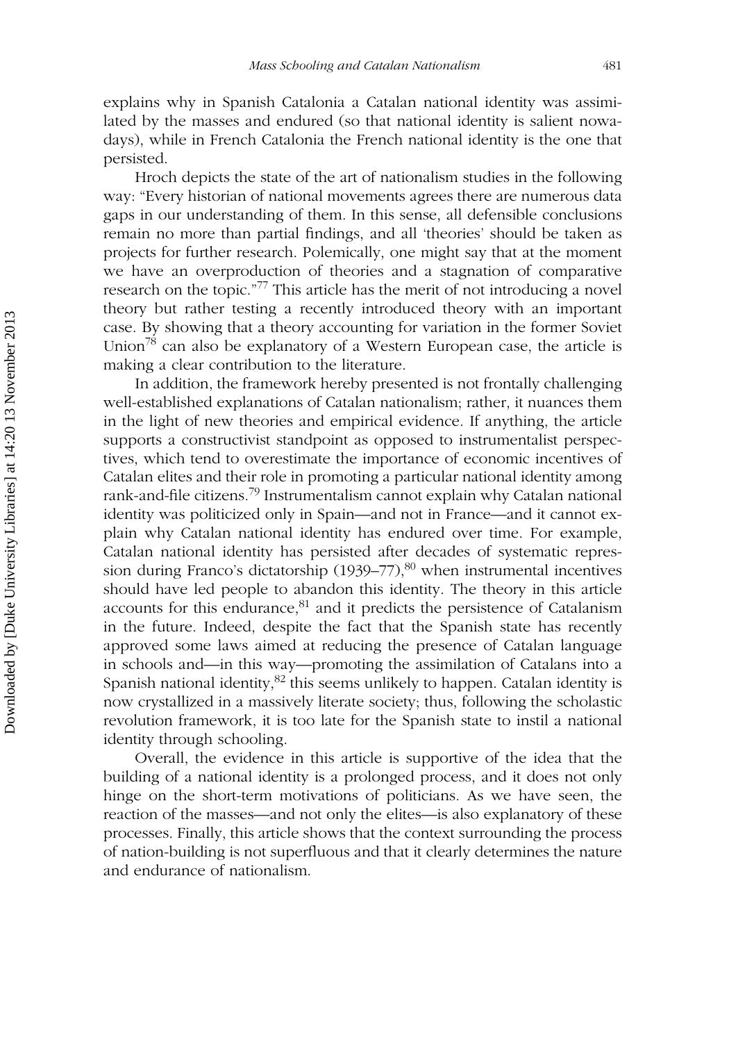explains why in Spanish Catalonia a Catalan national identity was assimilated by the masses and endured (so that national identity is salient nowadays), while in French Catalonia the French national identity is the one that persisted.

Hroch depicts the state of the art of nationalism studies in the following way: "Every historian of national movements agrees there are numerous data gaps in our understanding of them. In this sense, all defensible conclusions remain no more than partial findings, and all 'theories' should be taken as projects for further research. Polemically, one might say that at the moment we have an overproduction of theories and a stagnation of comparative research on the topic."[77] This article has the merit of not introducing a novel theory but rather testing a recently introduced theory with an important case. By showing that a theory accounting for variation in the former Soviet Union[78] can also be explanatory of a Western European case, the article is making a clear contribution to the literature.

In addition, the framework hereby presented is not frontally challenging well-established explanations of Catalan nationalism; rather, it nuances them in the light of new theories and empirical evidence. If anything, the article supports a constructivist standpoint as opposed to instrumentalist perspectives, which tend to overestimate the importance of economic incentives of Catalan elites and their role in promoting a particular national identity among rank-and-file citizens.[79] Instrumentalism cannot explain why Catalan national identity was politicized only in Spain—and not in France—and it cannot explain why Catalan national identity has endured over time. For example, Catalan national identity has persisted after decades of systematic repression during Franco's dictatorship (1939–77),[80] when instrumental incentives should have led people to abandon this identity. The theory in this article accounts for this endurance,[81] and it predicts the persistence of Catalanism in the future. Indeed, despite the fact that the Spanish state has recently approved some laws aimed at reducing the presence of Catalan language in schools and—in this way—promoting the assimilation of Catalans into a Spanish national identity,[82] this seems unlikely to happen. Catalan identity is now crystallized in a massively literate society; thus, following the scholastic revolution framework, it is too late for the Spanish state to instil a national identity through schooling.

Overall, the evidence in this article is supportive of the idea that the building of a national identity is a prolonged process, and it does not only hinge on the short-term motivations of politicians. As we have seen, the reaction of the masses—and not only the elites—is also explanatory of these processes. Finally, this article shows that the context surrounding the process of nation-building is not superfluous and that it clearly determines the nature and endurance of nationalism.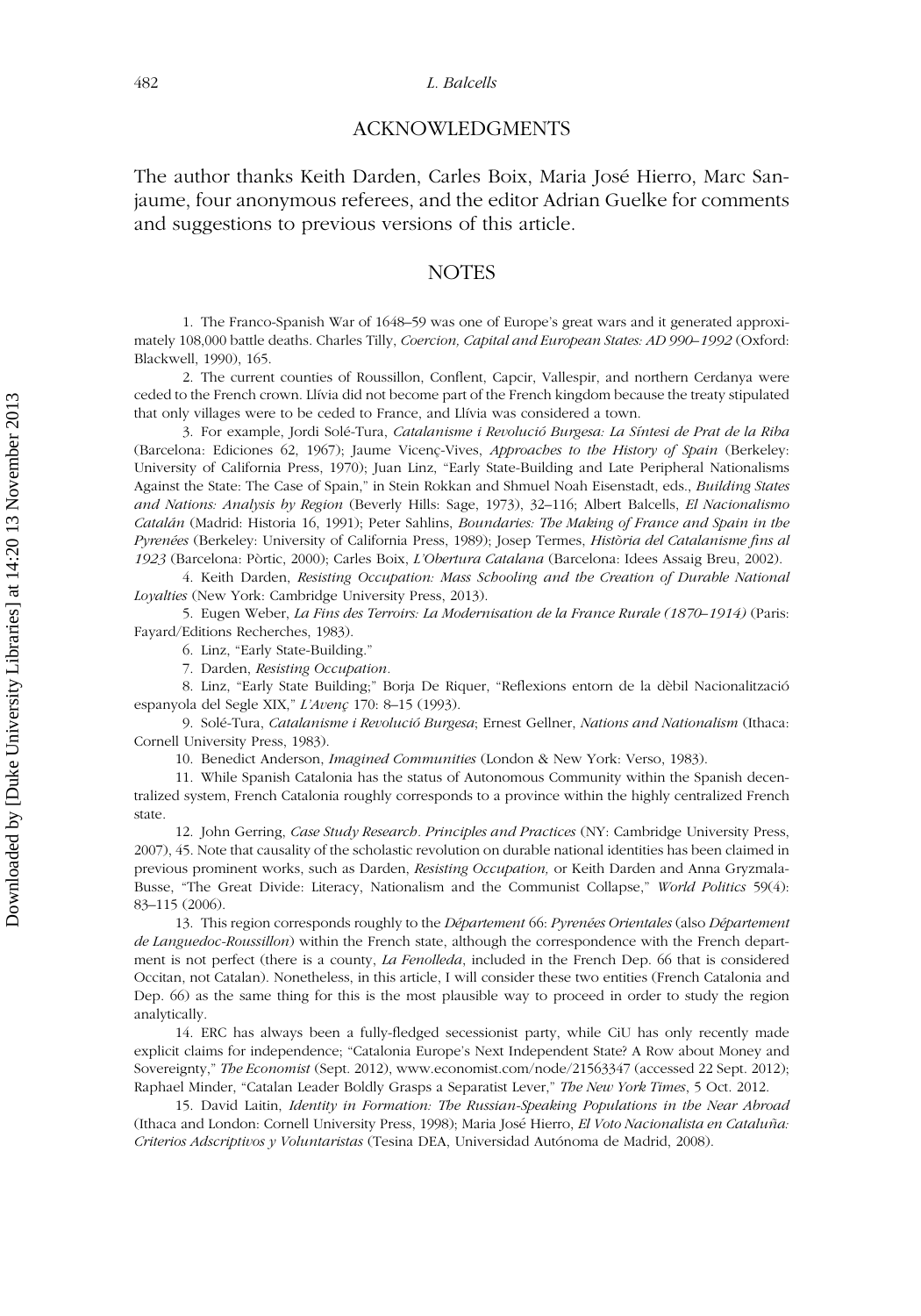## ACKNOWLEDGMENTS

The author thanks Keith Darden, Carles Boix, Maria José Hierro, Marc Sanjaume, four anonymous referees, and the editor Adrian Guelke for comments and suggestions to previous versions of this article.

## NOTES

1. The Franco-Spanish War of 1648–59 was one of Europe's great wars and it generated approximately 108,000 battle deaths. Charles Tilly, *Coercion, Capital and European States: AD 990–1992* (Oxford: Blackwell, 1990), 165.

2. The current counties of Roussillon, Conflent, Capcir, Vallespir, and northern Cerdanya were ceded to the French crown. Llívia did not become part of the French kingdom because the treaty stipulated that only villages were to be ceded to France, and Llívia was considered a town.

3. For example, Jordi Solé-Tura, *Catalanisme i Revolució Burgesa: La Síntesi de Prat de la Riba* (Barcelona: Ediciones 62, 1967); Jaume Vicenç-Vives, *Approaches to the History of Spain* (Berkeley: University of California Press, 1970); Juan Linz, "Early State-Building and Late Peripheral Nationalisms Against the State: The Case of Spain," in Stein Rokkan and Shmuel Noah Eisenstadt, eds., *Building States and Nations: Analysis by Region* (Beverly Hills: Sage, 1973), 32–116; Albert Balcells, *El Nacionalismo Catalán* (Madrid: Historia 16, 1991); Peter Sahlins, *Boundaries: The Making of France and Spain in the Pyrenées* (Berkeley: University of California Press, 1989); Josep Termes, *Història del Catalanisme fins al 1923* (Barcelona: Pòrtic, 2000); Carles Boix, *L'Obertura Catalana* (Barcelona: Idees Assaig Breu, 2002).

4. Keith Darden, *Resisting Occupation: Mass Schooling and the Creation of Durable National Loyalties* (New York: Cambridge University Press, 2013).

5. Eugen Weber, *La Fins des Terroirs: La Modernisation de la France Rurale (1870–1914)* (Paris: Fayard/Editions Recherches, 1983).

6. Linz, "Early State-Building."

7. Darden, *Resisting Occupation*.

8. Linz, "Early State Building;" Borja De Riquer, "Reflexions entorn de la dèbil Nacionalització espanyola del Segle XIX," *L'Avenç* 170: 8–15 (1993).

9. Solé-Tura, *Catalanisme i Revolució Burgesa*; Ernest Gellner, *Nations and Nationalism* (Ithaca: Cornell University Press, 1983).

10. Benedict Anderson, *Imagined Communities* (London & New York: Verso, 1983).

11. While Spanish Catalonia has the status of Autonomous Community within the Spanish decentralized system, French Catalonia roughly corresponds to a province within the highly centralized French state.

12. John Gerring, *Case Study Research. Principles and Practices* (NY: Cambridge University Press, 2007), 45. Note that causality of the scholastic revolution on durable national identities has been claimed in previous prominent works, such as Darden, *Resisting Occupation,* or Keith Darden and Anna Gryzmala-Busse, "The Great Divide: Literacy, Nationalism and the Communist Collapse," *World Politics* 59(4): 83–115 (2006).

13. This region corresponds roughly to the *Département* 66: *Pyrenées Orientales* (also *Département de Languedoc-Roussillon*) within the French state, although the correspondence with the French department is not perfect (there is a county, *La Fenolleda*, included in the French Dep. 66 that is considered Occitan, not Catalan). Nonetheless, in this article, I will consider these two entities (French Catalonia and Dep. 66) as the same thing for this is the most plausible way to proceed in order to study the region analytically.

14. ERC has always been a fully-fledged secessionist party, while CiU has only recently made explicit claims for independence; "Catalonia Europe's Next Independent State? A Row about Money and Sovereignty," *The Economist* (Sept. 2012), www.economist.com/node/21563347 (accessed 22 Sept. 2012); Raphael Minder, "Catalan Leader Boldly Grasps a Separatist Lever," *The New York Times*, 5 Oct. 2012.

15. David Laitin, *Identity in Formation: The Russian-Speaking Populations in the Near Abroad* (Ithaca and London: Cornell University Press, 1998); Maria José Hierro, *El Voto Nacionalista en Cataluña: Criterios Adscriptivos y Voluntaristas* (Tesina DEA, Universidad Autónoma de Madrid, 2008).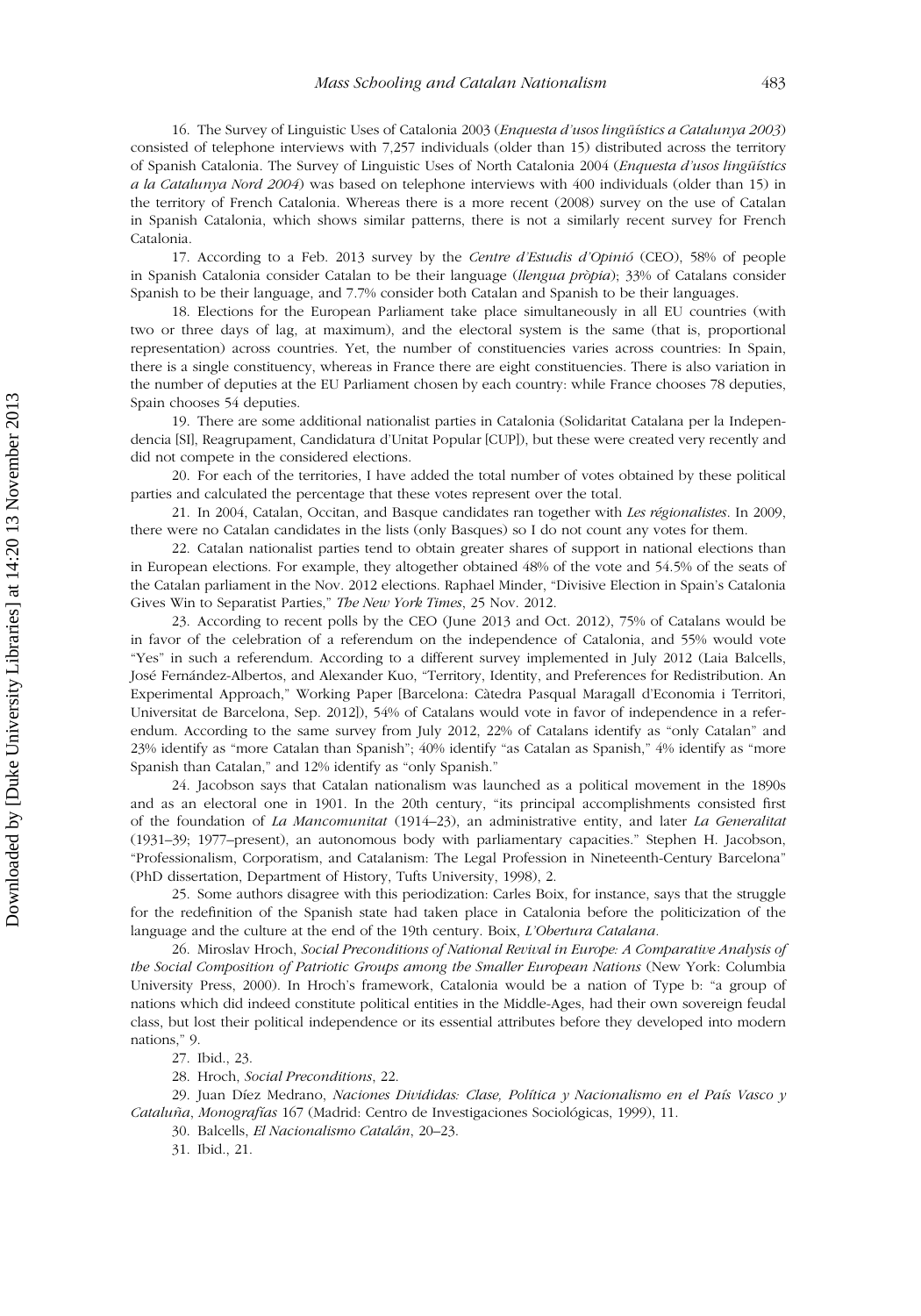16. The Survey of Linguistic Uses of Catalonia 2003 (*Enquesta d'usos lingüístics a Catalunya 2003*) consisted of telephone interviews with 7,257 individuals (older than 15) distributed across the territory of Spanish Catalonia. The Survey of Linguistic Uses of North Catalonia 2004 (*Enquesta d'usos lingüístics a la Catalunya Nord 2004*) was based on telephone interviews with 400 individuals (older than 15) in the territory of French Catalonia. Whereas there is a more recent (2008) survey on the use of Catalan in Spanish Catalonia, which shows similar patterns, there is not a similarly recent survey for French Catalonia.

17. According to a Feb. 2013 survey by the *Centre d'Estudis d'Opinió* (CEO), 58% of people in Spanish Catalonia consider Catalan to be their language (*llengua pròpia*); 33% of Catalans consider Spanish to be their language, and 7.7% consider both Catalan and Spanish to be their languages.

18. Elections for the European Parliament take place simultaneously in all EU countries (with two or three days of lag, at maximum), and the electoral system is the same (that is, proportional representation) across countries. Yet, the number of constituencies varies across countries: In Spain, there is a single constituency, whereas in France there are eight constituencies. There is also variation in the number of deputies at the EU Parliament chosen by each country: while France chooses 78 deputies, Spain chooses 54 deputies.

19. There are some additional nationalist parties in Catalonia (Solidaritat Catalana per la Independencia [SI], Reagrupament, Candidatura d'Unitat Popular [CUP]), but these were created very recently and did not compete in the considered elections.

20. For each of the territories, I have added the total number of votes obtained by these political parties and calculated the percentage that these votes represent over the total.

21. In 2004, Catalan, Occitan, and Basque candidates ran together with *Les régionalistes*. In 2009, there were no Catalan candidates in the lists (only Basques) so I do not count any votes for them.

22. Catalan nationalist parties tend to obtain greater shares of support in national elections than in European elections. For example, they altogether obtained 48% of the vote and 54.5% of the seats of the Catalan parliament in the Nov. 2012 elections. Raphael Minder, "Divisive Election in Spain's Catalonia Gives Win to Separatist Parties," *The New York Times*, 25 Nov. 2012.

23. According to recent polls by the CEO (June 2013 and Oct. 2012), 75% of Catalans would be in favor of the celebration of a referendum on the independence of Catalonia, and 55% would vote "Yes" in such a referendum. According to a different survey implemented in July 2012 (Laia Balcells, José Fernández-Albertos, and Alexander Kuo, "Territory, Identity, and Preferences for Redistribution. An Experimental Approach," Working Paper [Barcelona: Càtedra Pasqual Maragall d'Economia i Territori, Universitat de Barcelona, Sep. 2012]), 54% of Catalans would vote in favor of independence in a referendum. According to the same survey from July 2012, 22% of Catalans identify as "only Catalan" and 23% identify as "more Catalan than Spanish"; 40% identify "as Catalan as Spanish," 4% identify as "more Spanish than Catalan," and 12% identify as "only Spanish."

24. Jacobson says that Catalan nationalism was launched as a political movement in the 1890s and as an electoral one in 1901. In the 20th century, "its principal accomplishments consisted first of the foundation of *La Mancomunitat* (1914–23), an administrative entity, and later *La Generalitat* (1931–39; 1977–present), an autonomous body with parliamentary capacities." Stephen H. Jacobson, "Professionalism, Corporatism, and Catalanism: The Legal Profession in Nineteenth-Century Barcelona" (PhD dissertation, Department of History, Tufts University, 1998), 2.

25. Some authors disagree with this periodization: Carles Boix, for instance, says that the struggle for the redefinition of the Spanish state had taken place in Catalonia before the politicization of the language and the culture at the end of the 19th century. Boix, *L'Obertura Catalana*.

26. Miroslav Hroch, *Social Preconditions of National Revival in Europe: A Comparative Analysis of the Social Composition of Patriotic Groups among the Smaller European Nations* (New York: Columbia University Press, 2000). In Hroch's framework, Catalonia would be a nation of Type b: "a group of nations which did indeed constitute political entities in the Middle-Ages, had their own sovereign feudal class, but lost their political independence or its essential attributes before they developed into modern nations," 9.

27. Ibid., 23.

28. Hroch, *Social Preconditions*, 22.

29. Juan Díez Medrano, *Naciones Divididas: Clase, Política y Nacionalismo en el País Vasco y Cataluña*, *Monografías* 167 (Madrid: Centro de Investigaciones Sociológicas, 1999), 11.

30. Balcells, *El Nacionalismo Catalán*, 20–23.

31. Ibid., 21.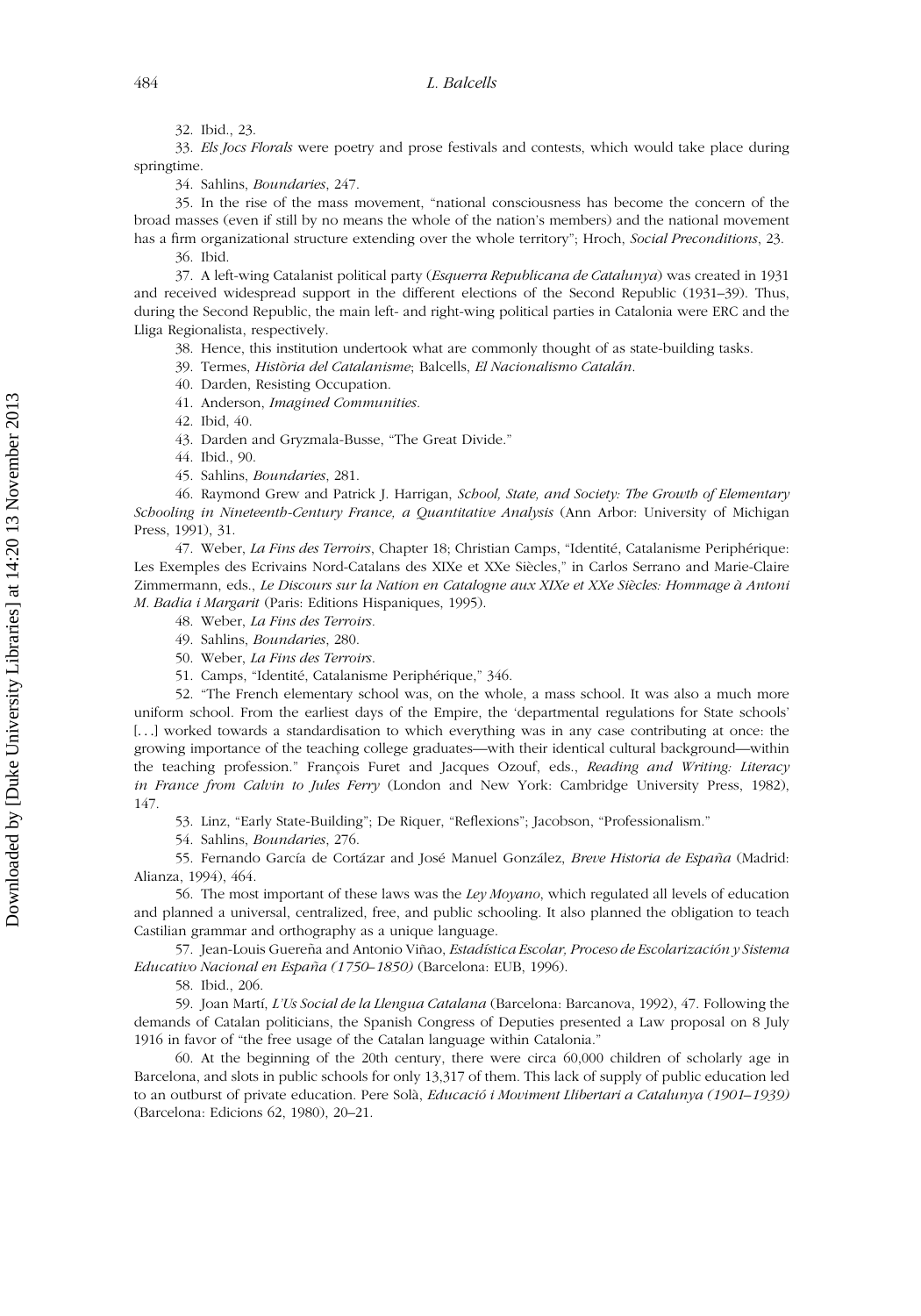32. Ibid., 23.

33. *Els Jocs Florals* were poetry and prose festivals and contests, which would take place during springtime.

34. Sahlins, *Boundaries*, 247.

35. In the rise of the mass movement, "national consciousness has become the concern of the broad masses (even if still by no means the whole of the nation's members) and the national movement has a firm organizational structure extending over the whole territory"; Hroch, *Social Preconditions*, 23.

36. Ibid.

37. A left-wing Catalanist political party (*Esquerra Republicana de Catalunya*) was created in 1931 and received widespread support in the different elections of the Second Republic (1931–39). Thus, during the Second Republic, the main left- and right-wing political parties in Catalonia were ERC and the Lliga Regionalista, respectively.

38. Hence, this institution undertook what are commonly thought of as state-building tasks.

39. Termes, *Història del Catalanisme*; Balcells, *El Nacionalismo Catalán*.

40. Darden, Resisting Occupation.

41. Anderson, *Imagined Communities*.

42. Ibid, 40.

43. Darden and Gryzmala-Busse, "The Great Divide."

44. Ibid., 90.

45. Sahlins, *Boundaries*, 281.

46. Raymond Grew and Patrick J. Harrigan, *School, State, and Society: The Growth of Elementary Schooling in Nineteenth-Century France, a Quantitative Analysis* (Ann Arbor: University of Michigan Press, 1991), 31.

47. Weber, *La Fins des Terroirs*, Chapter 18; Christian Camps, "Identité, Catalanisme Periphérique: Les Exemples des Ecrivains Nord-Catalans des XIXe et XXe Siècles," in Carlos Serrano and Marie-Claire Zimmermann, eds., *Le Discours sur la Nation en Catalogne aux XIXe et XXe Siècles: Hommage à Antoni M. Badia i Margarit* (Paris: Editions Hispaniques, 1995).

48. Weber, *La Fins des Terroirs*.

49. Sahlins, *Boundaries*, 280.

50. Weber, *La Fins des Terroirs*.

51. Camps, "Identité, Catalanisme Periphérique," 346.

52. "The French elementary school was, on the whole, a mass school. It was also a much more uniform school. From the earliest days of the Empire, the 'departmental regulations for State schools' [...] worked towards a standardisation to which everything was in any case contributing at once: the growing importance of the teaching college graduates—with their identical cultural background—within the teaching profession." François Furet and Jacques Ozouf, eds., *Reading and Writing: Literacy in France from Calvin to Jules Ferry* (London and New York: Cambridge University Press, 1982), 147.

53. Linz, "Early State-Building"; De Riquer, "Reflexions"; Jacobson, "Professionalism."

54. Sahlins, *Boundaries*, 276.

55. Fernando García de Cortázar and José Manuel González, *Breve Historia de España* (Madrid: Alianza, 1994), 464.

56. The most important of these laws was the *Ley Moyano*, which regulated all levels of education and planned a universal, centralized, free, and public schooling. It also planned the obligation to teach Castilian grammar and orthography as a unique language.

57. Jean-Louis Guereña and Antonio Viñao, *Estadística Escolar, Proceso de Escolarización y Sistema Educativo Nacional en España (1750–1850)* (Barcelona: EUB, 1996).

58. Ibid., 206.

59. Joan Martí, *L'Us Social de la Llengua Catalana* (Barcelona: Barcanova, 1992), 47. Following the demands of Catalan politicians, the Spanish Congress of Deputies presented a Law proposal on 8 July 1916 in favor of "the free usage of the Catalan language within Catalonia."

60. At the beginning of the 20th century, there were circa 60,000 children of scholarly age in Barcelona, and slots in public schools for only 13,317 of them. This lack of supply of public education led to an outburst of private education. Pere Solà, *Educació i Moviment Llibertari a Catalunya (1901–1939)* (Barcelona: Edicions 62, 1980), 20–21.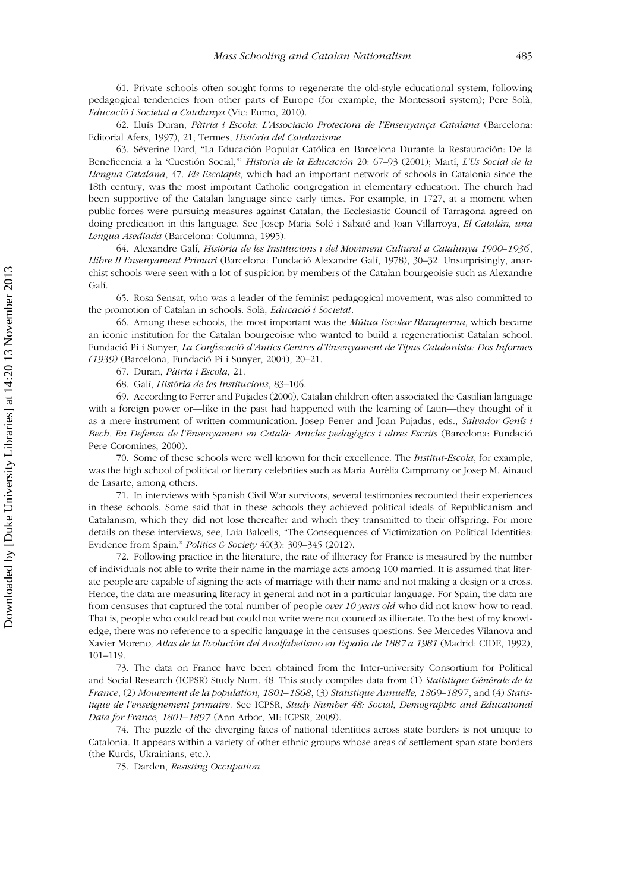61. Private schools often sought forms to regenerate the old-style educational system, following pedagogical tendencies from other parts of Europe (for example, the Montessori system); Pere Solà, *Educació i Societat a Catalunya* (Vic: Eumo, 2010).

62. Lluís Duran, *Pàtria i Escola: L'Associacio Protectora de l'Ensenyança Catalana* (Barcelona: Editorial Afers, 1997), 21; Termes, *Història del Catalanisme*.

63. Séverine Dard, "La Educación Popular Católica en Barcelona Durante la Restauración: De la Beneficencia a la 'Cuestión Social,"' *Historia de la Educación* 20: 67–93 (2001); Martí, *L'Us Social de la Llengua Catalana*, 47. *Els Escolapis*, which had an important network of schools in Catalonia since the 18th century, was the most important Catholic congregation in elementary education. The church had been supportive of the Catalan language since early times. For example, in 1727, at a moment when public forces were pursuing measures against Catalan, the Ecclesiastic Council of Tarragona agreed on doing predication in this language. See Josep Maria Solé i Sabaté and Joan Villarroya, *El Catalán, una Lengua Asediada* (Barcelona: Columna, 1995).

64. Alexandre Galí, *Història de les Institucions i del Moviment Cultural a Catalunya 1900–1936*, *Llibre II Ensenyament Primari* (Barcelona: Fundació Alexandre Galí, 1978), 30–32. Unsurprisingly, anarchist schools were seen with a lot of suspicion by members of the Catalan bourgeoisie such as Alexandre Galí.

65. Rosa Sensat, who was a leader of the feminist pedagogical movement, was also committed to the promotion of Catalan in schools. Solà, *Educació i Societat*.

66. Among these schools, the most important was the *Mútua Escolar Blanquerna*, which became an iconic institution for the Catalan bourgeoisie who wanted to build a regenerationist Catalan school. Fundació Pi i Sunyer, *La Confiscació d'Antics Centres d'Ensenyament de Tipus Catalanista: Dos Informes (1939)* (Barcelona, Fundació Pi i Sunyer, 2004), 20–21.

67. Duran, *Pàtria i Escola*, 21.

68. Galí, *Història de les Institucions*, 83–106.

69. According to Ferrer and Pujades (2000), Catalan children often associated the Castilian language with a foreign power or—like in the past had happened with the learning of Latin—they thought of it as a mere instrument of written communication. Josep Ferrer and Joan Pujadas, eds., *Salvador Genís i Bech*. *En Defensa de l'Ensenyament en Català: Articles pedagògics i altres Escrits* (Barcelona: Fundació Pere Coromines, 2000).

70. Some of these schools were well known for their excellence. The *Institut-Escola*, for example, was the high school of political or literary celebrities such as Maria Aurèlia Campmany or Josep M. Ainaud de Lasarte, among others.

71. In interviews with Spanish Civil War survivors, several testimonies recounted their experiences in these schools. Some said that in these schools they achieved political ideals of Republicanism and Catalanism, which they did not lose thereafter and which they transmitted to their offspring. For more details on these interviews, see, Laia Balcells, "The Consequences of Victimization on Political Identities: Evidence from Spain," *Politics & Society* 40(3): 309–345 (2012).

72. Following practice in the literature, the rate of illiteracy for France is measured by the number of individuals not able to write their name in the marriage acts among 100 married. It is assumed that literate people are capable of signing the acts of marriage with their name and not making a design or a cross. Hence, the data are measuring literacy in general and not in a particular language. For Spain, the data are from censuses that captured the total number of people *over 10 years old* who did not know how to read. That is, people who could read but could not write were not counted as illiterate. To the best of my knowledge, there was no reference to a specific language in the censuses questions. See Mercedes Vilanova and Xavier Moreno, *Atlas de la Evolución del Analfabetismo en España de 1887 a 1981* (Madrid: CIDE, 1992), 101–119.

73. The data on France have been obtained from the Inter-university Consortium for Political and Social Research (ICPSR) Study Num. 48. This study compiles data from (1) *Statistique Générale de la France*, (2) *Mouvement de la population, 1801–1868*, (3) *Statistique Annuelle, 1869–1897*, and (4) *Statistique de l'enseignement primaire*. See ICPSR, *Study Number 48: Social, Demographic and Educational Data for France, 1801–1897* (Ann Arbor, MI: ICPSR, 2009).

74. The puzzle of the diverging fates of national identities across state borders is not unique to Catalonia. It appears within a variety of other ethnic groups whose areas of settlement span state borders (the Kurds, Ukrainians, etc.).

75. Darden, *Resisting Occupation*.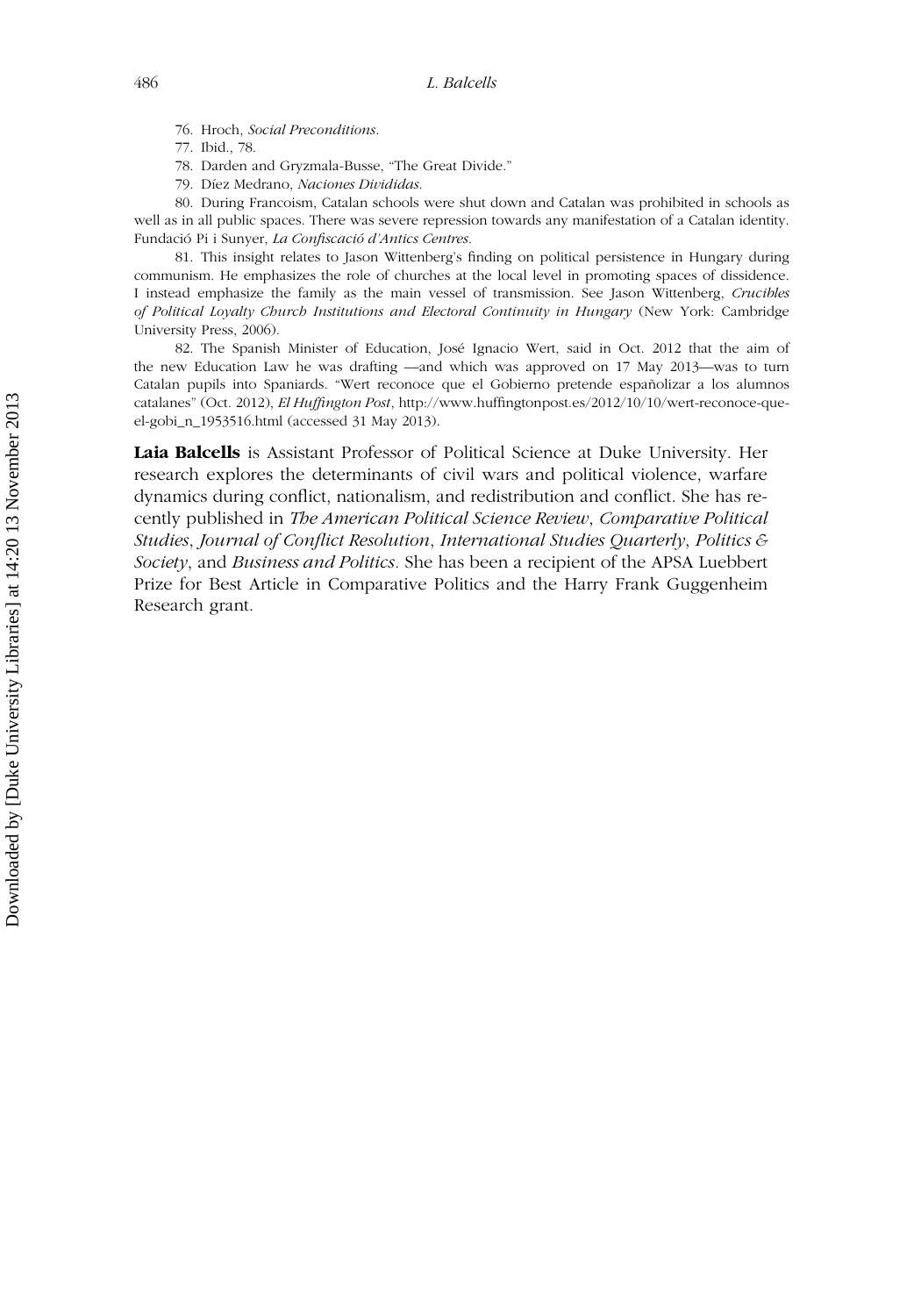76. Hroch, *Social Preconditions*.

77. Ibid., 78.

78. Darden and Gryzmala-Busse, "The Great Divide."

79. Díez Medrano, *Naciones Divididas*.

80. During Francoism, Catalan schools were shut down and Catalan was prohibited in schools as well as in all public spaces. There was severe repression towards any manifestation of a Catalan identity. Fundació Pi i Sunyer, *La Confiscació d'Antics Centres*.

81. This insight relates to Jason Wittenberg's finding on political persistence in Hungary during communism. He emphasizes the role of churches at the local level in promoting spaces of dissidence. I instead emphasize the family as the main vessel of transmission. See Jason Wittenberg, *Crucibles of Political Loyalty Church Institutions and Electoral Continuity in Hungary* (New York: Cambridge University Press, 2006).

82. The Spanish Minister of Education, José Ignacio Wert, said in Oct. 2012 that the aim of the new Education Law he was drafting —and which was approved on 17 May 2013—was to turn Catalan pupils into Spaniards. "Wert reconoce que el Gobierno pretende españolizar a los alumnos catalanes" (Oct. 2012), *El Huffington Post*, http://www.huffingtonpost.es/2012/10/10/wert-reconoce-que-el-gobi_n_1953516.html (accessed 31 May 2013).

**Laia Balcells** is Assistant Professor of Political Science at Duke University. Her research explores the determinants of civil wars and political violence, warfare dynamics during conflict, nationalism, and redistribution and conflict. She has recently published in *The American Political Science Review*, *Comparative Political Studies*, *Journal of Conflict Resolution*, *International Studies Quarterly*, *Politics & Society*, and *Business and Politics*. She has been a recipient of the APSA Luebbert Prize for Best Article in Comparative Politics and the Harry Frank Guggenheim Research grant.